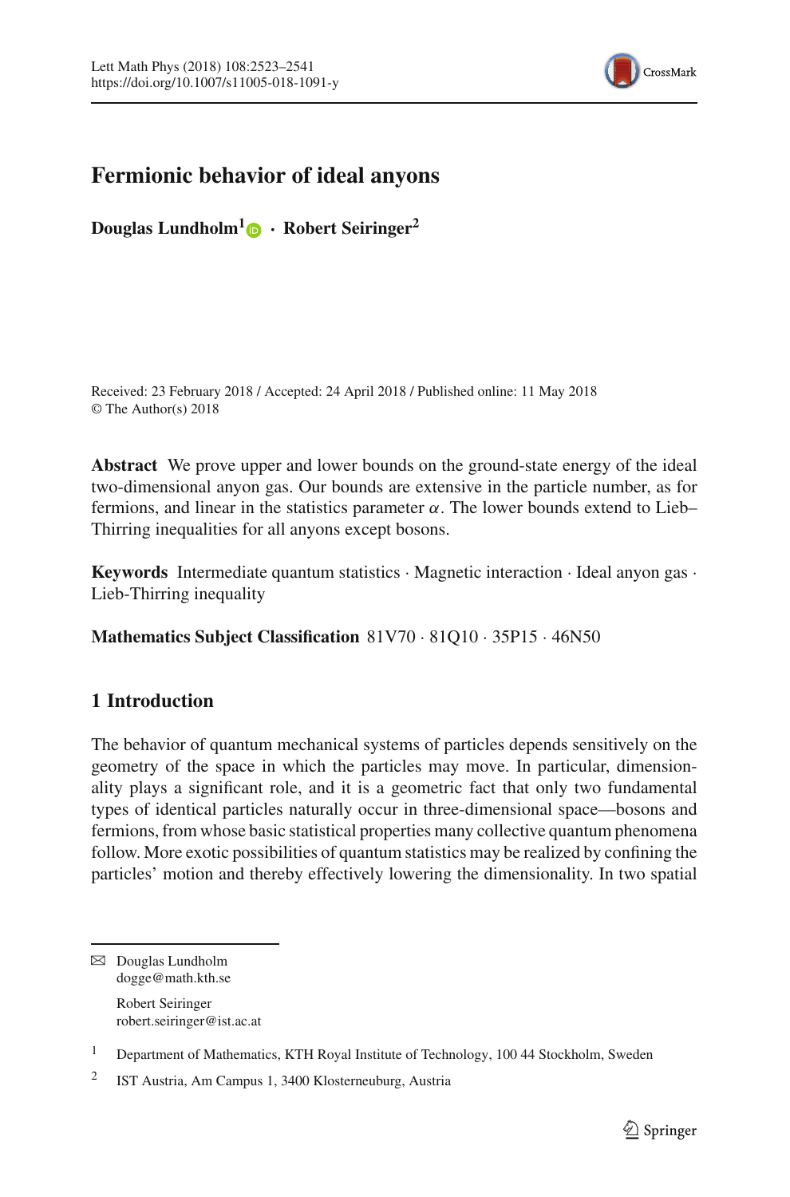# Fermionic behavior of ideal anyons

**Douglas Lundholm[1] · Robert Seiringer[2]**

Received: 23 February 2018 / Accepted: 24 April 2018 / Published online: 11 May 2018
© The Author(s) 2018

**Abstract** We prove upper and lower bounds on the ground-state energy of the ideal two-dimensional anyon gas. Our bounds are extensive in the particle number, as for fermions, and linear in the statistics parameter $\alpha$. The lower bounds extend to Lieb–Thirring inequalities for all anyons except bosons.

**Keywords** Intermediate quantum statistics · Magnetic interaction · Ideal anyon gas · Lieb-Thirring inequality

**Mathematics Subject Classification** 81V70 · 81Q10 · 35P15 · 46N50

## 1 Introduction

The behavior of quantum mechanical systems of particles depends sensitively on the geometry of the space in which the particles may move. In particular, dimensionality plays a significant role, and it is a geometric fact that only two fundamental types of identical particles naturally occur in three-dimensional space—bosons and fermions, from whose basic statistical properties many collective quantum phenomena follow. More exotic possibilities of quantum statistics may be realized by confining the particles' motion and thereby effectively lowering the dimensionality. In two spatial

---

✉ Douglas Lundholm
dogge@math.kth.se

Robert Seiringer
robert.seiringer@ist.ac.at

[1] Department of Mathematics, KTH Royal Institute of Technology, 100 44 Stockholm, Sweden

[2] IST Austria, Am Campus 1, 3400 Klosterneuburg, Austria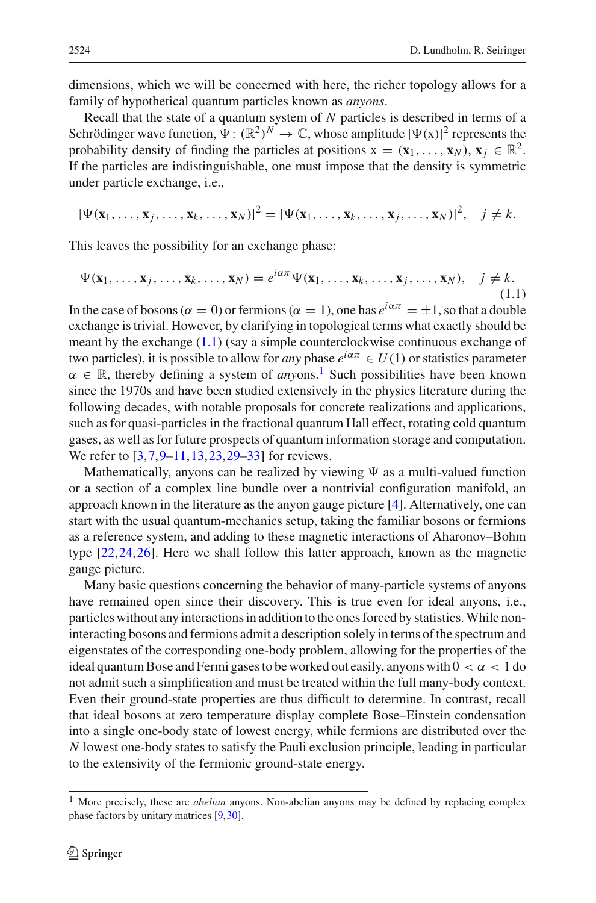dimensions, which we will be concerned with here, the richer topology allows for a family of hypothetical quantum particles known as *anyons*.

Recall that the state of a quantum system of $N$ particles is described in terms of a Schrödinger wave function, $\Psi\colon (\mathbb{R}^2)^N \to \mathbb{C}$, whose amplitude $|\Psi(\mathrm{x})|^2$ represents the probability density of finding the particles at positions $\mathrm{x} = (\mathbf{x}_1, \ldots, \mathbf{x}_N)$, $\mathbf{x}_j \in \mathbb{R}^2$. If the particles are indistinguishable, one must impose that the density is symmetric under particle exchange, i.e.,

$$|\Psi(\mathbf{x}_1, \ldots, \mathbf{x}_j, \ldots, \mathbf{x}_k, \ldots, \mathbf{x}_N)|^2 = |\Psi(\mathbf{x}_1, \ldots, \mathbf{x}_k, \ldots, \mathbf{x}_j, \ldots, \mathbf{x}_N)|^2, \quad j \neq k.$$

This leaves the possibility for an exchange phase:

$$\Psi(\mathbf{x}_1, \ldots, \mathbf{x}_j, \ldots, \mathbf{x}_k, \ldots, \mathbf{x}_N) = e^{i\alpha\pi}\Psi(\mathbf{x}_1, \ldots, \mathbf{x}_k, \ldots, \mathbf{x}_j, \ldots, \mathbf{x}_N), \quad j \neq k. \tag{1.1}$$

In the case of bosons ($\alpha = 0$) or fermions ($\alpha = 1$), one has $e^{i\alpha\pi} = \pm 1$, so that a double exchange is trivial. However, by clarifying in topological terms what exactly should be meant by the exchange (1.1) (say a simple counterclockwise continuous exchange of two particles), it is possible to allow for *any* phase $e^{i\alpha\pi} \in U(1)$ or statistics parameter $\alpha \in \mathbb{R}$, thereby defining a system of *any*ons.[1] Such possibilities have been known since the 1970s and have been studied extensively in the physics literature during the following decades, with notable proposals for concrete realizations and applications, such as for quasi-particles in the fractional quantum Hall effect, rotating cold quantum gases, as well as for future prospects of quantum information storage and computation. We refer to [3,7,9–11,13,23,29–33] for reviews.

Mathematically, anyons can be realized by viewing $\Psi$ as a multi-valued function or a section of a complex line bundle over a nontrivial configuration manifold, an approach known in the literature as the anyon gauge picture [4]. Alternatively, one can start with the usual quantum-mechanics setup, taking the familiar bosons or fermions as a reference system, and adding to these magnetic interactions of Aharonov–Bohm type [22,24,26]. Here we shall follow this latter approach, known as the magnetic gauge picture.

Many basic questions concerning the behavior of many-particle systems of anyons have remained open since their discovery. This is true even for ideal anyons, i.e., particles without any interactions in addition to the ones forced by statistics. While non-interacting bosons and fermions admit a description solely in terms of the spectrum and eigenstates of the corresponding one-body problem, allowing for the properties of the ideal quantum Bose and Fermi gases to be worked out easily, anyons with $0 < \alpha < 1$ do not admit such a simplification and must be treated within the full many-body context. Even their ground-state properties are thus difficult to determine. In contrast, recall that ideal bosons at zero temperature display complete Bose–Einstein condensation into a single one-body state of lowest energy, while fermions are distributed over the $N$ lowest one-body states to satisfy the Pauli exclusion principle, leading in particular to the extensivity of the fermionic ground-state energy.

---

[1] More precisely, these are *abelian* anyons. Non-abelian anyons may be defined by replacing complex phase factors by unitary matrices [9,30].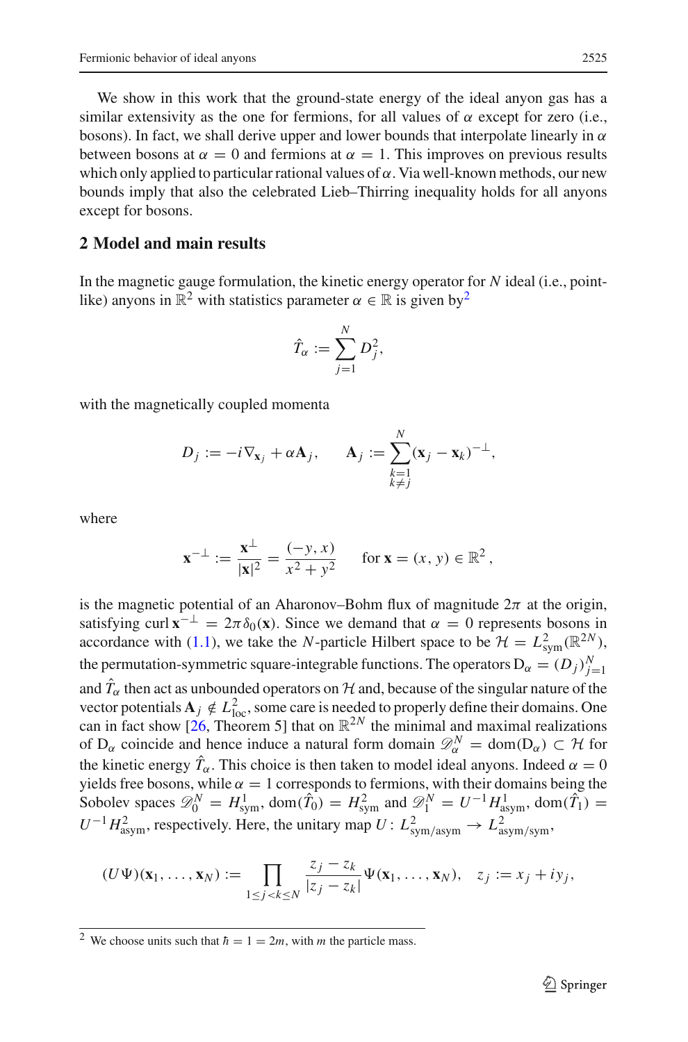We show in this work that the ground-state energy of the ideal anyon gas has a similar extensivity as the one for fermions, for all values of $\alpha$ except for zero (i.e., bosons). In fact, we shall derive upper and lower bounds that interpolate linearly in $\alpha$ between bosons at $\alpha = 0$ and fermions at $\alpha = 1$. This improves on previous results which only applied to particular rational values of $\alpha$. Via well-known methods, our new bounds imply that also the celebrated Lieb–Thirring inequality holds for all anyons except for bosons.

## 2 Model and main results

In the magnetic gauge formulation, the kinetic energy operator for $N$ ideal (i.e., point-like) anyons in $\mathbb{R}^2$ with statistics parameter $\alpha \in \mathbb{R}$ is given by[2]

$$\hat{T}_\alpha := \sum_{j=1}^{N} D_j^2,$$

with the magnetically coupled momenta

$$D_j := -i\nabla_{\mathbf{x}_j} + \alpha \mathbf{A}_j, \qquad \mathbf{A}_j := \sum_{\substack{k=1 \\ k\neq j}}^{N} (\mathbf{x}_j - \mathbf{x}_k)^{-\perp},$$

where

$$\mathbf{x}^{-\perp} := \frac{\mathbf{x}^\perp}{|\mathbf{x}|^2} = \frac{(-y, x)}{x^2 + y^2} \qquad \text{for } \mathbf{x} = (x, y) \in \mathbb{R}^2,$$

is the magnetic potential of an Aharonov–Bohm flux of magnitude $2\pi$ at the origin, satisfying $\operatorname{curl} \mathbf{x}^{-\perp} = 2\pi\delta_0(\mathbf{x})$. Since we demand that $\alpha = 0$ represents bosons in accordance with (1.1), we take the $N$-particle Hilbert space to be $\mathcal{H} = L^2_{\mathrm{sym}}(\mathbb{R}^{2N})$, the permutation-symmetric square-integrable functions. The operators $\mathrm{D}_\alpha = (D_j)_{j=1}^N$ and $\hat{T}_\alpha$ then act as unbounded operators on $\mathcal{H}$ and, because of the singular nature of the vector potentials $\mathbf{A}_j \notin L^2_{\mathrm{loc}}$, some care is needed to properly define their domains. One can in fact show [26, Theorem 5] that on $\mathbb{R}^{2N}$ the minimal and maximal realizations of $\mathrm{D}_\alpha$ coincide and hence induce a natural form domain $\mathscr{D}^N_\alpha = \mathrm{dom}(\mathrm{D}_\alpha) \subset \mathcal{H}$ for the kinetic energy $\hat{T}_\alpha$. This choice is then taken to model ideal anyons. Indeed $\alpha = 0$ yields free bosons, while $\alpha = 1$ corresponds to fermions, with their domains being the Sobolev spaces $\mathscr{D}^N_0 = H^1_{\mathrm{sym}}$, $\mathrm{dom}(\hat{T}_0) = H^2_{\mathrm{sym}}$ and $\mathscr{D}^N_1 = U^{-1}H^1_{\mathrm{asym}}$, $\mathrm{dom}(\hat{T}_1) = U^{-1}H^2_{\mathrm{asym}}$, respectively. Here, the unitary map $U\colon L^2_{\mathrm{sym/asym}} \to L^2_{\mathrm{asym/sym}}$,

$$(U\Psi)(\mathbf{x}_1, \ldots, \mathbf{x}_N) := \prod_{1\le j<k\le N} \frac{z_j - z_k}{|z_j - z_k|} \Psi(\mathbf{x}_1, \ldots, \mathbf{x}_N), \quad z_j := x_j + iy_j,$$

[2] We choose units such that $\hbar = 1 = 2m$, with $m$ the particle mass.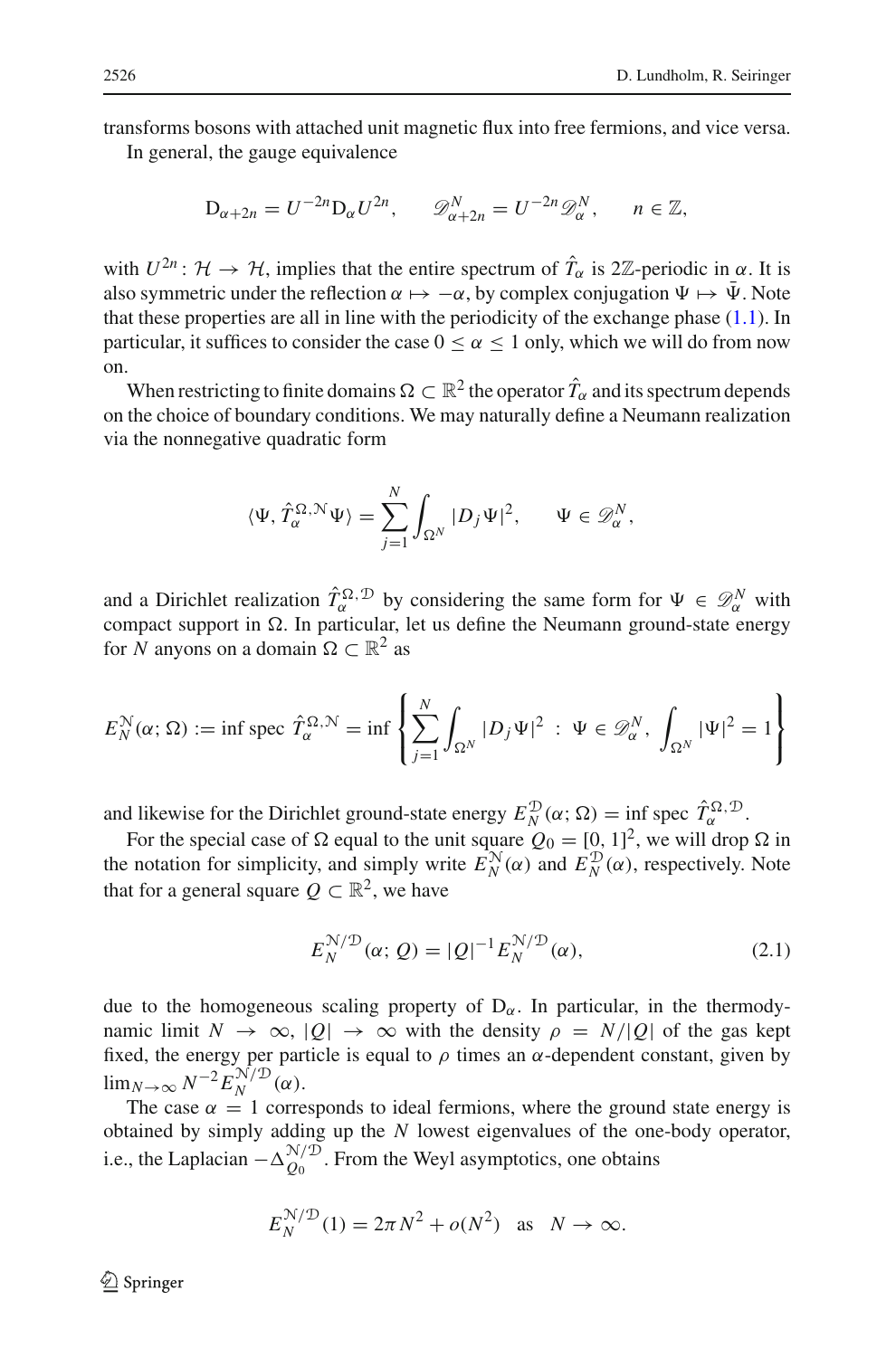transforms bosons with attached unit magnetic flux into free fermions, and vice versa.

In general, the gauge equivalence

$$\mathrm{D}_{\alpha+2n} = U^{-2n}\mathrm{D}_\alpha U^{2n}, \qquad \mathscr{D}^N_{\alpha+2n} = U^{-2n}\mathscr{D}^N_\alpha, \qquad n \in \mathbb{Z},$$

with $U^{2n} \colon \mathcal{H} \to \mathcal{H}$, implies that the entire spectrum of $\hat{T}_\alpha$ is $2\mathbb{Z}$-periodic in $\alpha$. It is also symmetric under the reflection $\alpha \mapsto -\alpha$, by complex conjugation $\Psi \mapsto \bar{\Psi}$. Note that these properties are all in line with the periodicity of the exchange phase (1.1). In particular, it suffices to consider the case $0 \leq \alpha \leq 1$ only, which we will do from now on.

When restricting to finite domains $\Omega \subset \mathbb{R}^2$ the operator $\hat{T}_\alpha$ and its spectrum depends on the choice of boundary conditions. We may naturally define a Neumann realization via the nonnegative quadratic form

$$\langle \Psi, \hat{T}^{\Omega,\mathcal{N}}_\alpha \Psi \rangle = \sum_{j=1}^N \int_{\Omega^N} |D_j \Psi|^2, \qquad \Psi \in \mathscr{D}^N_\alpha,$$

and a Dirichlet realization $\hat{T}^{\Omega,\mathcal{D}}_\alpha$ by considering the same form for $\Psi \in \mathscr{D}^N_\alpha$ with compact support in $\Omega$. In particular, let us define the Neumann ground-state energy for $N$ anyons on a domain $\Omega \subset \mathbb{R}^2$ as

$$E^{\mathcal{N}}_N(\alpha; \Omega) := \inf \operatorname{spec} \hat{T}^{\Omega,\mathcal{N}}_\alpha = \inf \left\{ \sum_{j=1}^N \int_{\Omega^N} |D_j \Psi|^2 \;:\; \Psi \in \mathscr{D}^N_\alpha,\; \int_{\Omega^N} |\Psi|^2 = 1 \right\}$$

and likewise for the Dirichlet ground-state energy $E^{\mathcal{D}}_N(\alpha; \Omega) = \inf \operatorname{spec} \hat{T}^{\Omega,\mathcal{D}}_\alpha$.

For the special case of $\Omega$ equal to the unit square $Q_0 = [0, 1]^2$, we will drop $\Omega$ in the notation for simplicity, and simply write $E^{\mathcal{N}}_N(\alpha)$ and $E^{\mathcal{D}}_N(\alpha)$, respectively. Note that for a general square $Q \subset \mathbb{R}^2$, we have

$$E^{\mathcal{N}/\mathcal{D}}_N(\alpha; Q) = |Q|^{-1} E^{\mathcal{N}/\mathcal{D}}_N(\alpha), \tag{2.1}$$

due to the homogeneous scaling property of $\mathrm{D}_\alpha$. In particular, in the thermodynamic limit $N \to \infty$, $|Q| \to \infty$ with the density $\rho = N/|Q|$ of the gas kept fixed, the energy per particle is equal to $\rho$ times an $\alpha$-dependent constant, given by $\lim_{N\to\infty} N^{-2} E^{\mathcal{N}/\mathcal{D}}_N(\alpha)$.

The case $\alpha = 1$ corresponds to ideal fermions, where the ground state energy is obtained by simply adding up the $N$ lowest eigenvalues of the one-body operator, i.e., the Laplacian $-\Delta^{\mathcal{N}/\mathcal{D}}_{Q_0}$. From the Weyl asymptotics, one obtains

$$E^{\mathcal{N}/\mathcal{D}}_N(1) = 2\pi N^2 + o(N^2) \quad \text{as} \quad N \to \infty.$$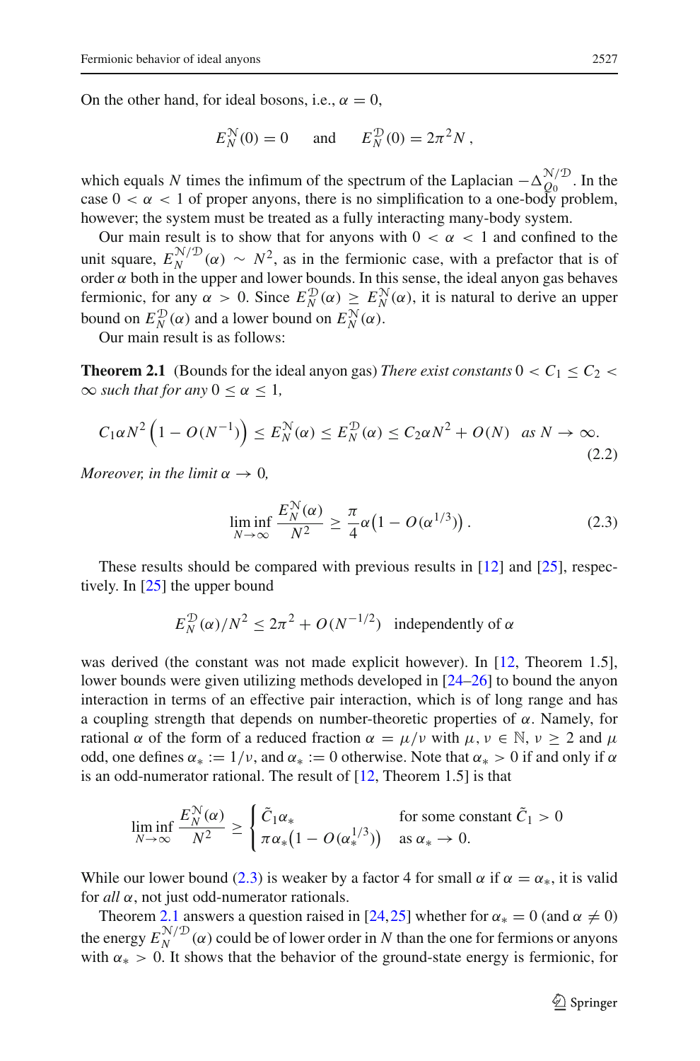On the other hand, for ideal bosons, i.e., $\alpha = 0$,

$$E_N^{\mathcal{N}}(0) = 0 \qquad \text{and} \qquad E_N^{\mathcal{D}}(0) = 2\pi^2 N\,,$$

which equals $N$ times the infimum of the spectrum of the Laplacian $-\Delta_{Q_0}^{\mathcal{N}/\mathcal{D}}$. In the case $0 < \alpha < 1$ of proper anyons, there is no simplification to a one-body problem, however; the system must be treated as a fully interacting many-body system.

Our main result is to show that for anyons with $0 < \alpha < 1$ and confined to the unit square, $E_N^{\mathcal{N}/\mathcal{D}}(\alpha) \sim N^2$, as in the fermionic case, with a prefactor that is of order $\alpha$ both in the upper and lower bounds. In this sense, the ideal anyon gas behaves fermionic, for any $\alpha > 0$. Since $E_N^{\mathcal{D}}(\alpha) \geq E_N^{\mathcal{N}}(\alpha)$, it is natural to derive an upper bound on $E_N^{\mathcal{D}}(\alpha)$ and a lower bound on $E_N^{\mathcal{N}}(\alpha)$.

Our main result is as follows:

**Theorem 2.1** (Bounds for the ideal anyon gas) *There exist constants* $0 < C_1 \leq C_2 < \infty$ *such that for any* $0 \leq \alpha \leq 1$*,*

$$C_1 \alpha N^2 \left(1 - O(N^{-1})\right) \leq E_N^{\mathcal{N}}(\alpha) \leq E_N^{\mathcal{D}}(\alpha) \leq C_2 \alpha N^2 + O(N) \quad \text{as } N \to \infty. \tag{2.2}$$

*Moreover, in the limit* $\alpha \to 0$*,*

$$\liminf_{N\to\infty} \frac{E_N^{\mathcal{N}}(\alpha)}{N^2} \geq \frac{\pi}{4}\alpha\big(1 - O(\alpha^{1/3})\big)\,. \tag{2.3}$$

These results should be compared with previous results in [12] and [25], respectively. In [25] the upper bound

$$E_N^{\mathcal{D}}(\alpha)/N^2 \leq 2\pi^2 + O(N^{-1/2}) \quad \text{independently of } \alpha$$

was derived (the constant was not made explicit however). In [12, Theorem 1.5], lower bounds were given utilizing methods developed in [24–26] to bound the anyon interaction in terms of an effective pair interaction, which is of long range and has a coupling strength that depends on number-theoretic properties of $\alpha$. Namely, for rational $\alpha$ of the form of a reduced fraction $\alpha = \mu/\nu$ with $\mu, \nu \in \mathbb{N}$, $\nu \geq 2$ and $\mu$ odd, one defines $\alpha_* := 1/\nu$, and $\alpha_* := 0$ otherwise. Note that $\alpha_* > 0$ if and only if $\alpha$ is an odd-numerator rational. The result of [12, Theorem 1.5] is that

$$\liminf_{N\to\infty} \frac{E_N^{\mathcal{N}}(\alpha)}{N^2} \geq \begin{cases} \tilde{C}_1 \alpha_* & \text{for some constant } \tilde{C}_1 > 0 \\ \pi\alpha_*\big(1 - O(\alpha_*^{1/3})\big) & \text{as } \alpha_* \to 0. \end{cases}$$

While our lower bound (2.3) is weaker by a factor 4 for small $\alpha$ if $\alpha = \alpha_*$, it is valid for *all* $\alpha$, not just odd-numerator rationals.

Theorem 2.1 answers a question raised in [24,25] whether for $\alpha_* = 0$ (and $\alpha \neq 0$) the energy $E_N^{\mathcal{N}/\mathcal{D}}(\alpha)$ could be of lower order in $N$ than the one for fermions or anyons with $\alpha_* > 0$. It shows that the behavior of the ground-state energy is fermionic, for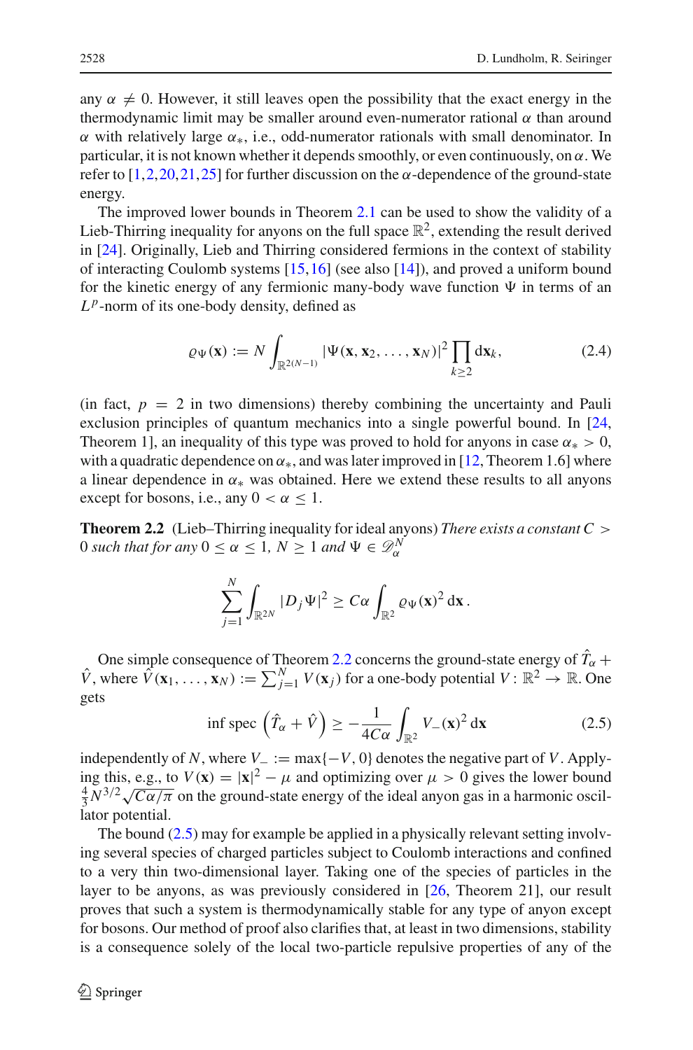any $\alpha \neq 0$. However, it still leaves open the possibility that the exact energy in the thermodynamic limit may be smaller around even-numerator rational $\alpha$ than around $\alpha$ with relatively large $\alpha_*$, i.e., odd-numerator rationals with small denominator. In particular, it is not known whether it depends smoothly, or even continuously, on $\alpha$. We refer to [1,2,20,21,25] for further discussion on the $\alpha$-dependence of the ground-state energy.

The improved lower bounds in Theorem 2.1 can be used to show the validity of a Lieb-Thirring inequality for anyons on the full space $\mathbb{R}^2$, extending the result derived in [24]. Originally, Lieb and Thirring considered fermions in the context of stability of interacting Coulomb systems [15,16] (see also [14]), and proved a uniform bound for the kinetic energy of any fermionic many-body wave function $\Psi$ in terms of an $L^p$-norm of its one-body density, defined as

$$\varrho_\Psi(\mathbf{x}) := N \int_{\mathbb{R}^{2(N-1)}} |\Psi(\mathbf{x}, \mathbf{x}_2, \ldots, \mathbf{x}_N)|^2 \prod_{k \geq 2} \mathrm{d}\mathbf{x}_k, \tag{2.4}$$

(in fact, $p = 2$ in two dimensions) thereby combining the uncertainty and Pauli exclusion principles of quantum mechanics into a single powerful bound. In [24, Theorem 1], an inequality of this type was proved to hold for anyons in case $\alpha_* > 0$, with a quadratic dependence on $\alpha_*$, and was later improved in [12, Theorem 1.6] where a linear dependence in $\alpha_*$ was obtained. Here we extend these results to all anyons except for bosons, i.e., any $0 < \alpha \leq 1$.

**Theorem 2.2** (Lieb–Thirring inequality for ideal anyons) *There exists a constant $C > 0$ such that for any $0 \leq \alpha \leq 1$, $N \geq 1$ and $\Psi \in \mathscr{D}_\alpha^N$*

$$\sum_{j=1}^{N} \int_{\mathbb{R}^{2N}} |D_j \Psi|^2 \geq C\alpha \int_{\mathbb{R}^2} \varrho_\Psi(\mathbf{x})^2 \, \mathrm{d}\mathbf{x} \, .$$

One simple consequence of Theorem 2.2 concerns the ground-state energy of $\hat{T}_\alpha + \hat{V}$, where $\hat{V}(\mathbf{x}_1, \ldots, \mathbf{x}_N) := \sum_{j=1}^{N} V(\mathbf{x}_j)$ for a one-body potential $V : \mathbb{R}^2 \to \mathbb{R}$. One gets

$$\inf \operatorname{spec} \left( \hat{T}_\alpha + \hat{V} \right) \geq -\frac{1}{4C\alpha} \int_{\mathbb{R}^2} V_-(\mathbf{x})^2 \, \mathrm{d}\mathbf{x} \tag{2.5}$$

independently of $N$, where $V_- := \max\{-V, 0\}$ denotes the negative part of $V$. Applying this, e.g., to $V(\mathbf{x}) = |\mathbf{x}|^2 - \mu$ and optimizing over $\mu > 0$ gives the lower bound $\frac{4}{3} N^{3/2} \sqrt{C\alpha/\pi}$ on the ground-state energy of the ideal anyon gas in a harmonic oscillator potential.

The bound (2.5) may for example be applied in a physically relevant setting involving several species of charged particles subject to Coulomb interactions and confined to a very thin two-dimensional layer. Taking one of the species of particles in the layer to be anyons, as was previously considered in [26, Theorem 21], our result proves that such a system is thermodynamically stable for any type of anyon except for bosons. Our method of proof also clarifies that, at least in two dimensions, stability is a consequence solely of the local two-particle repulsive properties of any of the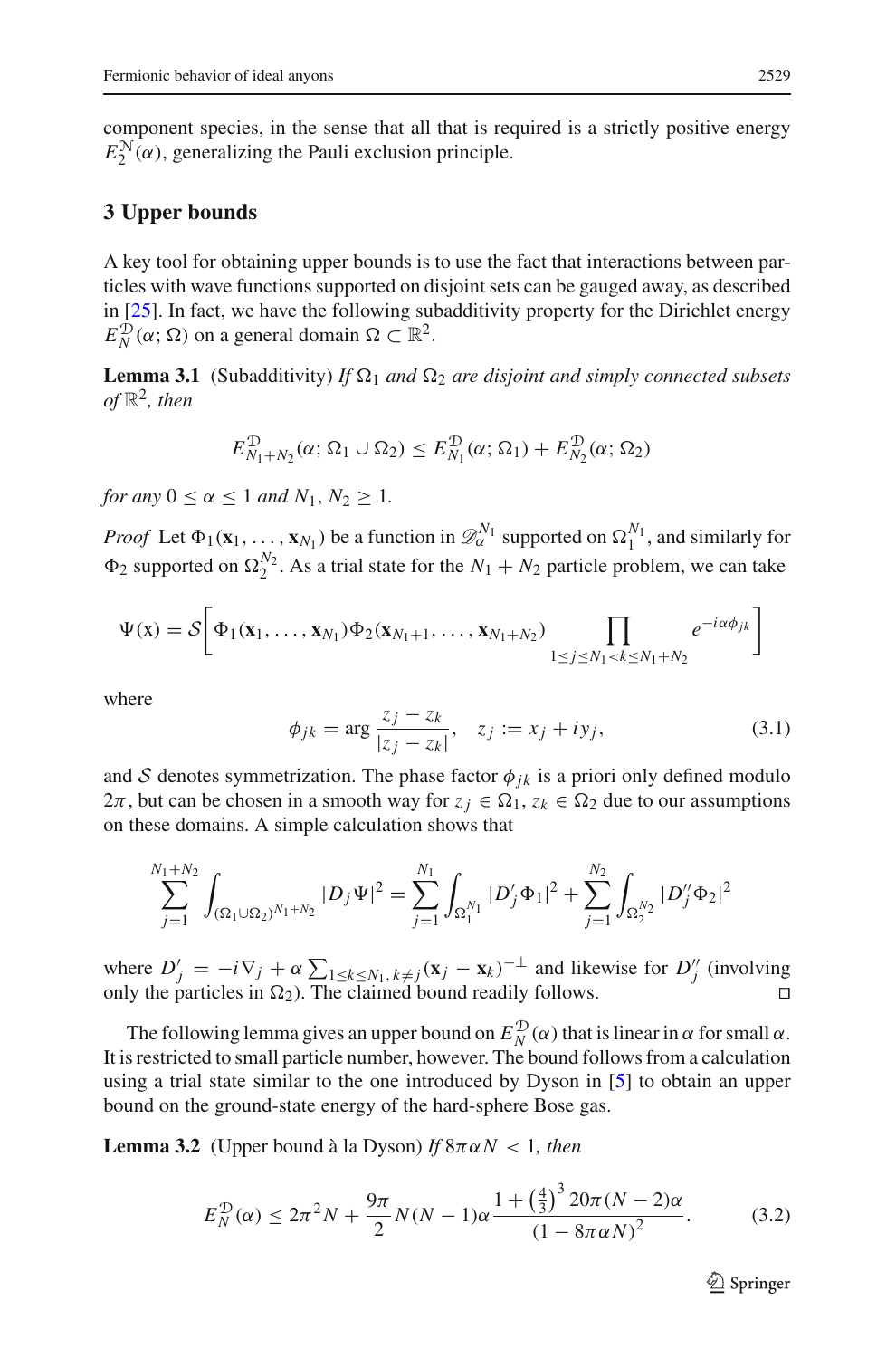component species, in the sense that all that is required is a strictly positive energy $E_2^N(\alpha)$, generalizing the Pauli exclusion principle.

## 3 Upper bounds

A key tool for obtaining upper bounds is to use the fact that interactions between particles with wave functions supported on disjoint sets can be gauged away, as described in [25]. In fact, we have the following subadditivity property for the Dirichlet energy $E_N^{\mathfrak{D}}(\alpha; \Omega)$ on a general domain $\Omega \subset \mathbb{R}^2$.

**Lemma 3.1** (Subadditivity) *If $\Omega_1$ and $\Omega_2$ are disjoint and simply connected subsets of $\mathbb{R}^2$, then*

$$E_{N_1+N_2}^{\mathfrak{D}}(\alpha; \Omega_1 \cup \Omega_2) \le E_{N_1}^{\mathfrak{D}}(\alpha; \Omega_1) + E_{N_2}^{\mathfrak{D}}(\alpha; \Omega_2)$$

*for any $0 \le \alpha \le 1$ and $N_1, N_2 \ge 1$.*

*Proof* Let $\Phi_1(\mathbf{x}_1, \ldots, \mathbf{x}_{N_1})$ be a function in $\mathscr{D}_\alpha^{N_1}$ supported on $\Omega_1^{N_1}$, and similarly for $\Phi_2$ supported on $\Omega_2^{N_2}$. As a trial state for the $N_1 + N_2$ particle problem, we can take

$$\Psi(\mathrm{x}) = \mathcal{S}\left[\Phi_1(\mathbf{x}_1, \ldots, \mathbf{x}_{N_1})\Phi_2(\mathbf{x}_{N_1+1}, \ldots, \mathbf{x}_{N_1+N_2}) \prod_{1 \le j \le N_1 < k \le N_1+N_2} e^{-i\alpha\phi_{jk}}\right]$$

where

$$\phi_{jk} = \arg \frac{z_j - z_k}{|z_j - z_k|}, \quad z_j := x_j + iy_j, \tag{3.1}$$

and $\mathcal{S}$ denotes symmetrization. The phase factor $\phi_{jk}$ is a priori only defined modulo $2\pi$, but can be chosen in a smooth way for $z_j \in \Omega_1$, $z_k \in \Omega_2$ due to our assumptions on these domains. A simple calculation shows that

$$\sum_{j=1}^{N_1+N_2} \int_{(\Omega_1 \cup \Omega_2)^{N_1+N_2}} |D_j \Psi|^2 = \sum_{j=1}^{N_1} \int_{\Omega_1^{N_1}} |D_j' \Phi_1|^2 + \sum_{j=1}^{N_2} \int_{\Omega_2^{N_2}} |D_j'' \Phi_2|^2$$

where $D_j' = -i\nabla_j + \alpha \sum_{1 \le k \le N_1,\, k \ne j} (\mathbf{x}_j - \mathbf{x}_k)^{-\perp}$ and likewise for $D_j''$ (involving only the particles in $\Omega_2$). The claimed bound readily follows. □

The following lemma gives an upper bound on $E_N^{\mathfrak{D}}(\alpha)$ that is linear in $\alpha$ for small $\alpha$. It is restricted to small particle number, however. The bound follows from a calculation using a trial state similar to the one introduced by Dyson in [5] to obtain an upper bound on the ground-state energy of the hard-sphere Bose gas.

**Lemma 3.2** (Upper bound à la Dyson) *If $8\pi\alpha N < 1$, then*

$$E_N^{\mathfrak{D}}(\alpha) \le 2\pi^2 N + \frac{9\pi}{2} N(N-1)\alpha \frac{1 + \left(\frac{4}{3}\right)^3 20\pi(N-2)\alpha}{(1 - 8\pi\alpha N)^2}. \tag{3.2}$$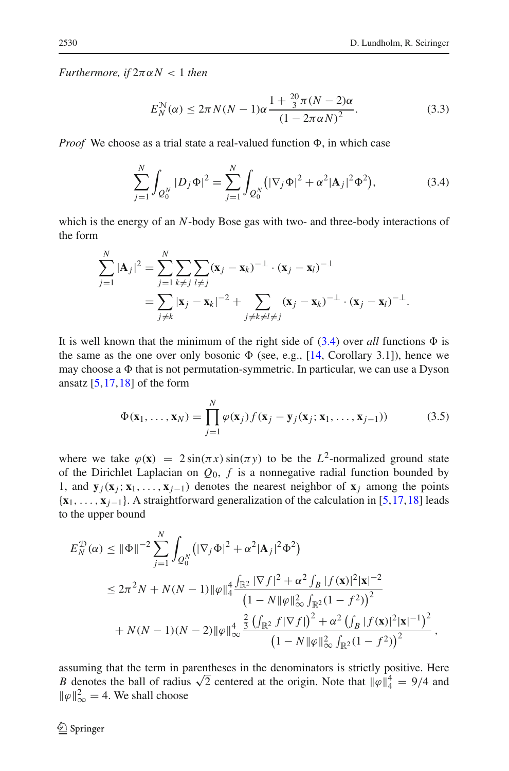*Furthermore, if* $2\pi\alpha N < 1$ *then*

$$E_N^{\mathfrak{N}}(\alpha) \leq 2\pi N(N-1)\alpha \frac{1 + \frac{20}{3}\pi(N-2)\alpha}{(1-2\pi\alpha N)^2}. \tag{3.3}$$

*Proof* We choose as a trial state a real-valued function $\Phi$, in which case

$$\sum_{j=1}^N \int_{Q_0^N} |D_j \Phi|^2 = \sum_{j=1}^N \int_{Q_0^N} \left(|\nabla_j \Phi|^2 + \alpha^2 |\mathbf{A}_j|^2 \Phi^2\right), \tag{3.4}$$

which is the energy of an $N$-body Bose gas with two- and three-body interactions of the form

$$\begin{aligned}
\sum_{j=1}^N |\mathbf{A}_j|^2 &= \sum_{j=1}^N \sum_{k \neq j} \sum_{l \neq j} (\mathbf{x}_j - \mathbf{x}_k)^{-\perp} \cdot (\mathbf{x}_j - \mathbf{x}_l)^{-\perp} \\
&= \sum_{j \neq k} |\mathbf{x}_j - \mathbf{x}_k|^{-2} + \sum_{j \neq k \neq l \neq j} (\mathbf{x}_j - \mathbf{x}_k)^{-\perp} \cdot (\mathbf{x}_j - \mathbf{x}_l)^{-\perp}.
\end{aligned}$$

It is well known that the minimum of the right side of (3.4) over *all* functions $\Phi$ is the same as the one over only bosonic $\Phi$ (see, e.g., [14, Corollary 3.1]), hence we may choose a $\Phi$ that is not permutation-symmetric. In particular, we can use a Dyson ansatz [5,17,18] of the form

$$\Phi(\mathbf{x}_1, \ldots, \mathbf{x}_N) = \prod_{j=1}^N \varphi(\mathbf{x}_j) f(\mathbf{x}_j - \mathbf{y}_j(\mathbf{x}_j; \mathbf{x}_1, \ldots, \mathbf{x}_{j-1})) \tag{3.5}$$

where we take $\varphi(\mathbf{x}) = 2\sin(\pi x)\sin(\pi y)$ to be the $L^2$-normalized ground state of the Dirichlet Laplacian on $Q_0$, $f$ is a nonnegative radial function bounded by 1, and $\mathbf{y}_j(\mathbf{x}_j; \mathbf{x}_1, \ldots, \mathbf{x}_{j-1})$ denotes the nearest neighbor of $\mathbf{x}_j$ among the points $\{\mathbf{x}_1, \ldots, \mathbf{x}_{j-1}\}$. A straightforward generalization of the calculation in [5,17,18] leads to the upper bound

$$\begin{aligned}
E_N^{\mathfrak{D}}(\alpha) &\leq \|\Phi\|^{-2} \sum_{j=1}^N \int_{Q_0^N} \left(|\nabla_j \Phi|^2 + \alpha^2 |\mathbf{A}_j|^2 \Phi^2\right) \\
&\leq 2\pi^2 N + N(N-1)\|\varphi\|_4^4 \frac{\int_{\mathbb{R}^2} |\nabla f|^2 + \alpha^2 \int_B |f(\mathbf{x})|^2 |\mathbf{x}|^{-2}}{\left(1 - N\|\varphi\|_\infty^2 \int_{\mathbb{R}^2}(1-f^2)\right)^2} \\
&\quad + N(N-1)(N-2)\|\varphi\|_\infty^4 \frac{\frac{2}{3}\left(\int_{\mathbb{R}^2} f|\nabla f|\right)^2 + \alpha^2 \left(\int_B |f(\mathbf{x})|^2 |\mathbf{x}|^{-1}\right)^2}{\left(1 - N\|\varphi\|_\infty^2 \int_{\mathbb{R}^2}(1-f^2)\right)^2},
\end{aligned}$$

assuming that the term in parentheses in the denominators is strictly positive. Here $B$ denotes the ball of radius $\sqrt{2}$ centered at the origin. Note that $\|\varphi\|_4^4 = 9/4$ and $\|\varphi\|_\infty^2 = 4$. We shall choose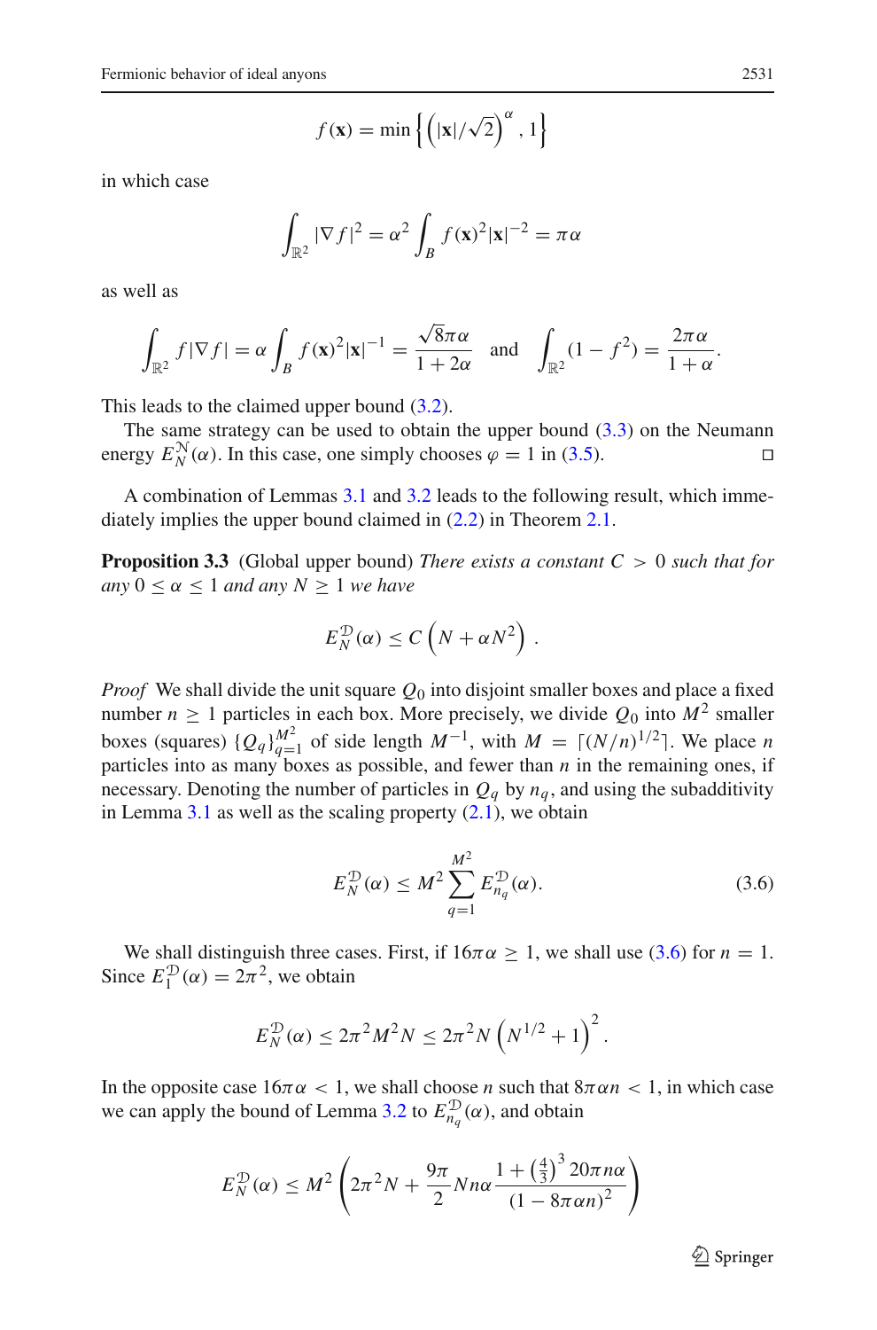$$f(\mathbf{x}) = \min\left\{\left(|\mathbf{x}|/\sqrt{2}\right)^{\alpha}, 1\right\}$$

in which case

$$\int_{\mathbb{R}^2} |\nabla f|^2 = \alpha^2 \int_B f(\mathbf{x})^2 |\mathbf{x}|^{-2} = \pi\alpha$$

as well as

$$\int_{\mathbb{R}^2} f|\nabla f| = \alpha \int_B f(\mathbf{x})^2 |\mathbf{x}|^{-1} = \frac{\sqrt{8}\pi\alpha}{1+2\alpha} \quad \text{and} \quad \int_{\mathbb{R}^2} (1-f^2) = \frac{2\pi\alpha}{1+\alpha}.$$

This leads to the claimed upper bound (3.2).

The same strategy can be used to obtain the upper bound (3.3) on the Neumann energy $E_N^{\mathcal{N}}(\alpha)$. In this case, one simply chooses $\varphi = 1$ in (3.5). □

A combination of Lemmas 3.1 and 3.2 leads to the following result, which immediately implies the upper bound claimed in (2.2) in Theorem 2.1.

**Proposition 3.3** (Global upper bound) *There exists a constant $C > 0$ such that for any $0 \le \alpha \le 1$ and any $N \ge 1$ we have*

$$E_N^{\mathcal{D}}(\alpha) \le C\left(N + \alpha N^2\right).$$

*Proof* We shall divide the unit square $Q_0$ into disjoint smaller boxes and place a fixed number $n \ge 1$ particles in each box. More precisely, we divide $Q_0$ into $M^2$ smaller boxes (squares) $\{Q_q\}_{q=1}^{M^2}$ of side length $M^{-1}$, with $M = \lceil (N/n)^{1/2} \rceil$. We place $n$ particles into as many boxes as possible, and fewer than $n$ in the remaining ones, if necessary. Denoting the number of particles in $Q_q$ by $n_q$, and using the subadditivity in Lemma 3.1 as well as the scaling property (2.1), we obtain

$$E_N^{\mathcal{D}}(\alpha) \le M^2 \sum_{q=1}^{M^2} E_{n_q}^{\mathcal{D}}(\alpha). \tag{3.6}$$

We shall distinguish three cases. First, if $16\pi\alpha \ge 1$, we shall use (3.6) for $n = 1$. Since $E_1^{\mathcal{D}}(\alpha) = 2\pi^2$, we obtain

$$E_N^{\mathcal{D}}(\alpha) \le 2\pi^2 M^2 N \le 2\pi^2 N \left(N^{1/2} + 1\right)^2.$$

In the opposite case $16\pi\alpha < 1$, we shall choose $n$ such that $8\pi\alpha n < 1$, in which case we can apply the bound of Lemma 3.2 to $E_{n_q}^{\mathcal{D}}(\alpha)$, and obtain

$$E_N^{\mathcal{D}}(\alpha) \le M^2 \left(2\pi^2 N + \frac{9\pi}{2} N n\alpha \frac{1 + \left(\frac{4}{3}\right)^3 20\pi n\alpha}{(1 - 8\pi\alpha n)^2}\right)$$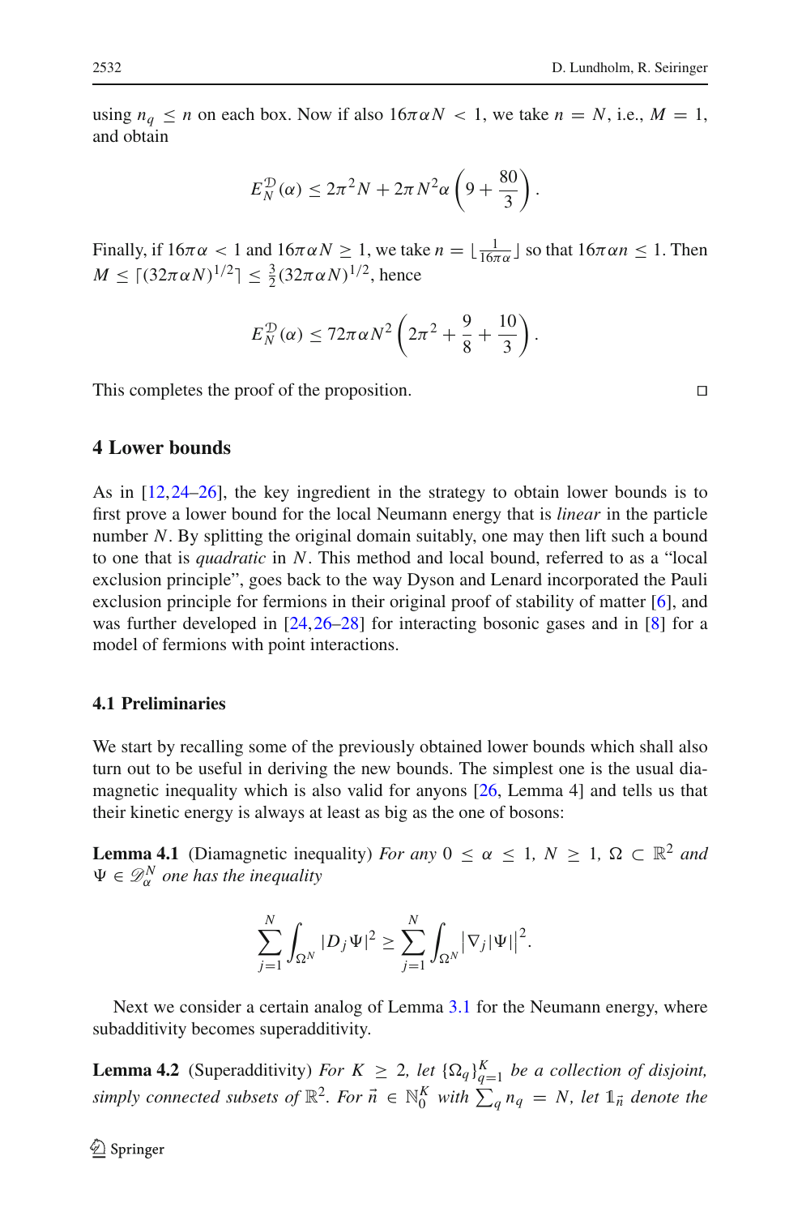using $n_q \leq n$ on each box. Now if also $16\pi\alpha N < 1$, we take $n = N$, i.e., $M = 1$, and obtain

$$E_N^{\mathcal{D}}(\alpha) \leq 2\pi^2 N + 2\pi N^2 \alpha \left(9 + \frac{80}{3}\right).$$

Finally, if $16\pi\alpha < 1$ and $16\pi\alpha N \geq 1$, we take $n = \lfloor \frac{1}{16\pi\alpha} \rfloor$ so that $16\pi\alpha n \leq 1$. Then $M \leq \lceil (32\pi\alpha N)^{1/2} \rceil \leq \frac{3}{2}(32\pi\alpha N)^{1/2}$, hence

$$E_N^{\mathcal{D}}(\alpha) \leq 72\pi\alpha N^2 \left(2\pi^2 + \frac{9}{8} + \frac{10}{3}\right).$$

This completes the proof of the proposition. □

## 4 Lower bounds

As in [12,24–26], the key ingredient in the strategy to obtain lower bounds is to first prove a lower bound for the local Neumann energy that is *linear* in the particle number $N$. By splitting the original domain suitably, one may then lift such a bound to one that is *quadratic* in $N$. This method and local bound, referred to as a "local exclusion principle", goes back to the way Dyson and Lenard incorporated the Pauli exclusion principle for fermions in their original proof of stability of matter [6], and was further developed in [24,26–28] for interacting bosonic gases and in [8] for a model of fermions with point interactions.

### 4.1 Preliminaries

We start by recalling some of the previously obtained lower bounds which shall also turn out to be useful in deriving the new bounds. The simplest one is the usual diamagnetic inequality which is also valid for anyons [26, Lemma 4] and tells us that their kinetic energy is always at least as big as the one of bosons:

**Lemma 4.1** (Diamagnetic inequality) *For any $0 \leq \alpha \leq 1$, $N \geq 1$, $\Omega \subset \mathbb{R}^2$ and $\Psi \in \mathscr{D}_\alpha^N$ one has the inequality*

$$\sum_{j=1}^{N} \int_{\Omega^N} |D_j \Psi|^2 \geq \sum_{j=1}^{N} \int_{\Omega^N} \left|\nabla_j |\Psi|\right|^2.$$

Next we consider a certain analog of Lemma 3.1 for the Neumann energy, where subadditivity becomes superadditivity.

**Lemma 4.2** (Superadditivity) *For $K \geq 2$, let $\{\Omega_q\}_{q=1}^K$ be a collection of disjoint, simply connected subsets of $\mathbb{R}^2$. For $\vec{n} \in \mathbb{N}_0^K$ with $\sum_q n_q = N$, let $\mathbb{1}_{\vec{n}}$ denote the*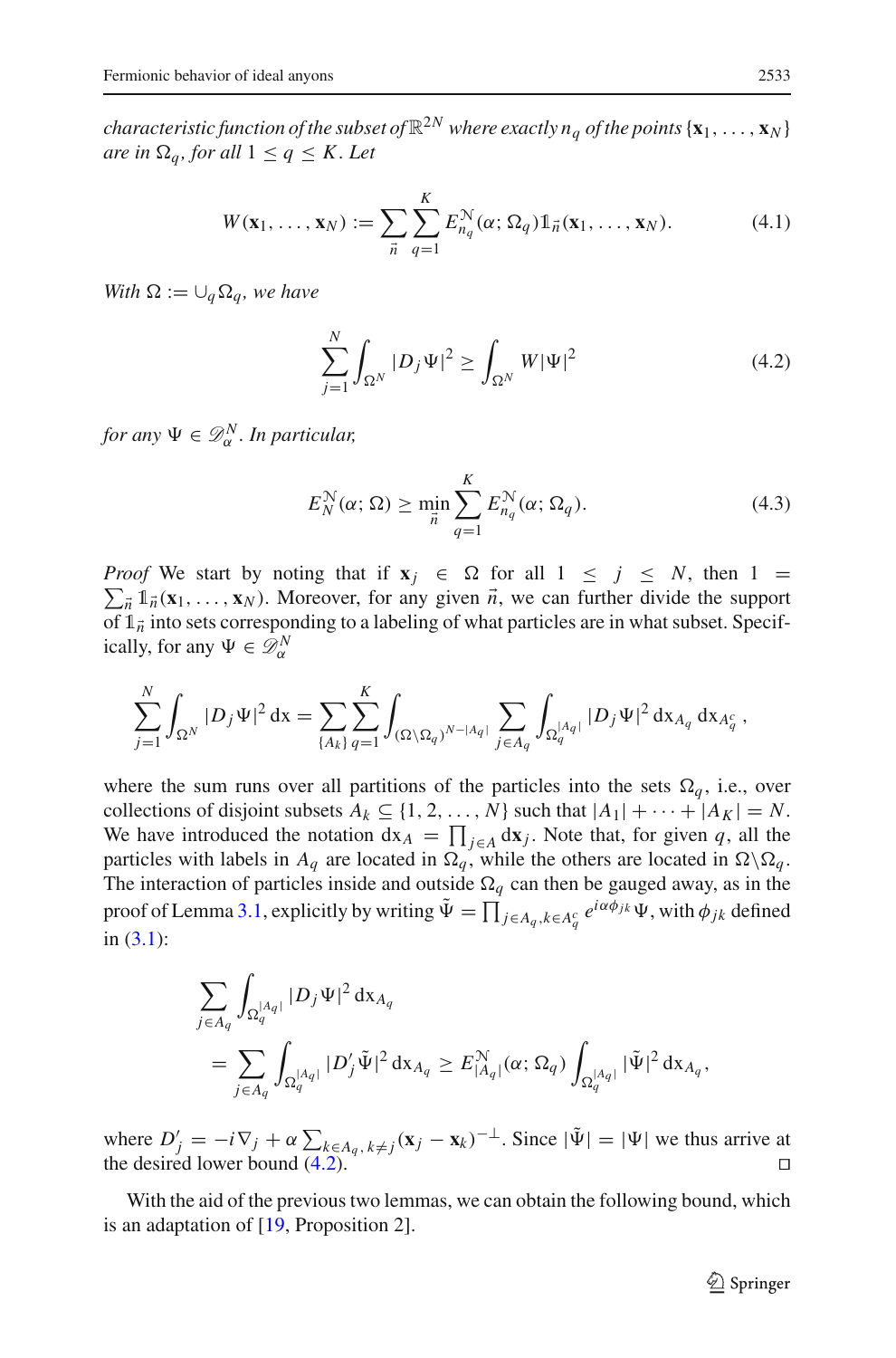*characteristic function of the subset of $\mathbb{R}^{2N}$ where exactly $n_q$ of the points $\{\mathbf{x}_1, \ldots, \mathbf{x}_N\}$ are in $\Omega_q$, for all $1 \leq q \leq K$. Let*

$$W(\mathbf{x}_1, \ldots, \mathbf{x}_N) := \sum_{\vec{n}} \sum_{q=1}^{K} E_{n_q}^{\mathcal{N}}(\alpha; \Omega_q) \mathbb{1}_{\vec{n}}(\mathbf{x}_1, \ldots, \mathbf{x}_N). \tag{4.1}$$

*With $\Omega := \cup_q \Omega_q$, we have*

$$\sum_{j=1}^{N} \int_{\Omega^N} |D_j \Psi|^2 \geq \int_{\Omega^N} W |\Psi|^2 \tag{4.2}$$

*for any $\Psi \in \mathscr{D}_\alpha^N$. In particular,*

$$E_N^{\mathcal{N}}(\alpha; \Omega) \geq \min_{\vec{n}} \sum_{q=1}^{K} E_{n_q}^{\mathcal{N}}(\alpha; \Omega_q). \tag{4.3}$$

*Proof* We start by noting that if $\mathbf{x}_j \in \Omega$ for all $1 \leq j \leq N$, then $1 = \sum_{\vec{n}} \mathbb{1}_{\vec{n}}(\mathbf{x}_1, \ldots, \mathbf{x}_N)$. Moreover, for any given $\vec{n}$, we can further divide the support of $\mathbb{1}_{\vec{n}}$ into sets corresponding to a labeling of what particles are in what subset. Specifically, for any $\Psi \in \mathscr{D}_\alpha^N$

$$\sum_{j=1}^{N} \int_{\Omega^N} |D_j \Psi|^2 \,\mathrm{d}x = \sum_{\{A_k\}} \sum_{q=1}^{K} \int_{(\Omega \setminus \Omega_q)^{N-|A_q|}} \sum_{j \in A_q} \int_{\Omega_q^{|A_q|}} |D_j \Psi|^2 \,\mathrm{d}x_{A_q} \,\mathrm{d}x_{A_q^c},$$

where the sum runs over all partitions of the particles into the sets $\Omega_q$, i.e., over collections of disjoint subsets $A_k \subseteq \{1, 2, \ldots, N\}$ such that $|A_1| + \cdots + |A_K| = N$. We have introduced the notation $\mathrm{d}x_A = \prod_{j \in A} \mathrm{d}\mathbf{x}_j$. Note that, for given $q$, all the particles with labels in $A_q$ are located in $\Omega_q$, while the others are located in $\Omega \setminus \Omega_q$. The interaction of particles inside and outside $\Omega_q$ can then be gauged away, as in the proof of Lemma 3.1, explicitly by writing $\tilde{\Psi} = \prod_{j \in A_q, k \in A_q^c} e^{i\alpha\phi_{jk}} \Psi$, with $\phi_{jk}$ defined in (3.1):

$$\begin{aligned}
&\sum_{j \in A_q} \int_{\Omega_q^{|A_q|}} |D_j \Psi|^2 \,\mathrm{d}x_{A_q} \\
&\quad = \sum_{j \in A_q} \int_{\Omega_q^{|A_q|}} |D_j' \tilde{\Psi}|^2 \,\mathrm{d}x_{A_q} \geq E_{|A_q|}^{\mathcal{N}}(\alpha; \Omega_q) \int_{\Omega_q^{|A_q|}} |\tilde{\Psi}|^2 \,\mathrm{d}x_{A_q},
\end{aligned}$$

where $D_j' = -i\nabla_j + \alpha \sum_{k \in A_q, k \neq j} (\mathbf{x}_j - \mathbf{x}_k)^{-\perp}$. Since $|\tilde{\Psi}| = |\Psi|$ we thus arrive at the desired lower bound (4.2). $\square$

With the aid of the previous two lemmas, we can obtain the following bound, which is an adaptation of [19, Proposition 2].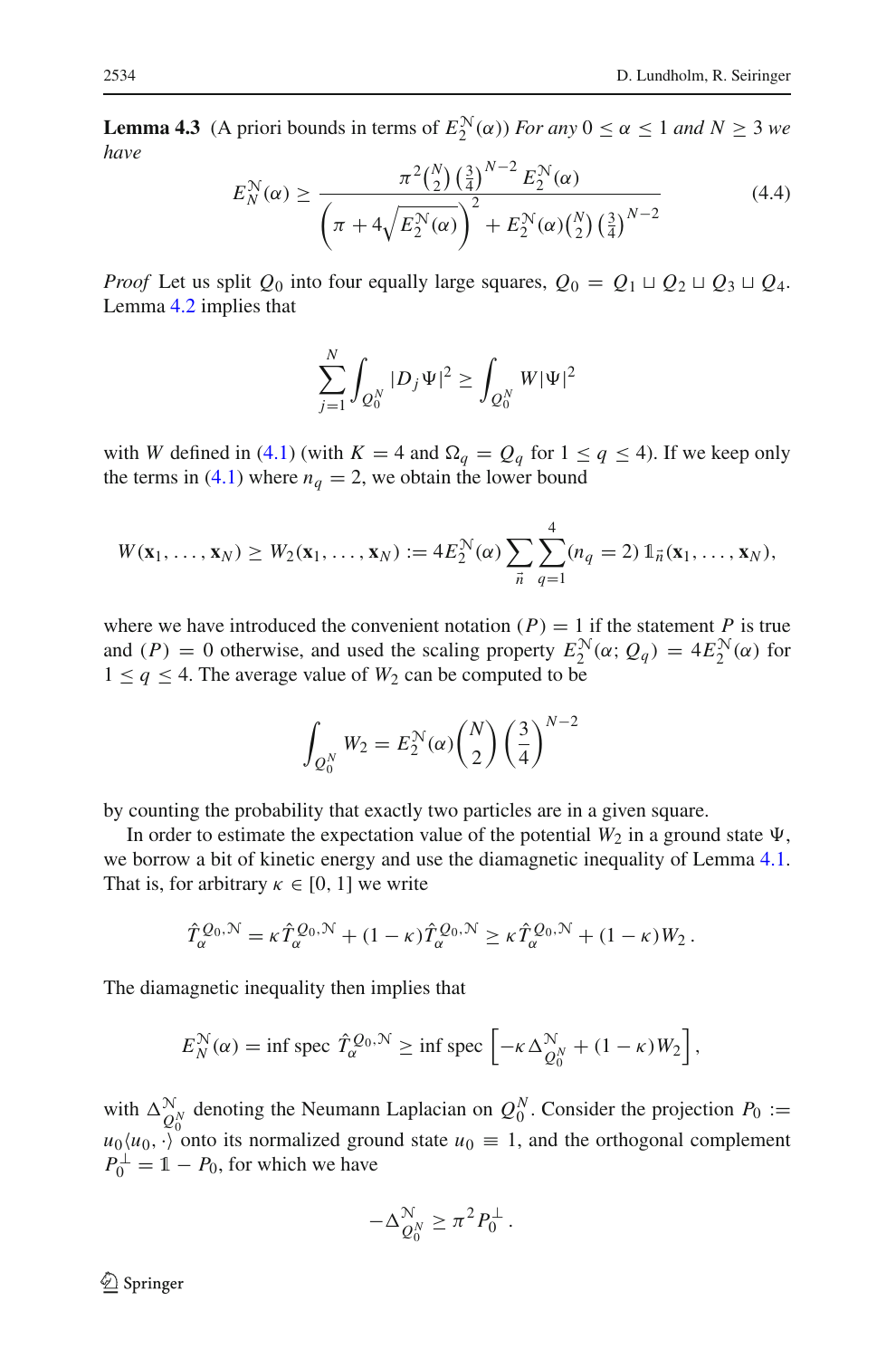**Lemma 4.3** (A priori bounds in terms of $E_2^{\mathcal{N}}(\alpha)$) *For any* $0 \le \alpha \le 1$ *and* $N \ge 3$ *we have*

$$E_N^{\mathcal{N}}(\alpha) \ge \frac{\pi^2 \binom{N}{2} \left(\frac{3}{4}\right)^{N-2} E_2^{\mathcal{N}}(\alpha)}{\left(\pi + 4\sqrt{E_2^{\mathcal{N}}(\alpha)}\right)^2 + E_2^{\mathcal{N}}(\alpha) \binom{N}{2} \left(\frac{3}{4}\right)^{N-2}} \tag{4.4}$$

*Proof* Let us split $Q_0$ into four equally large squares, $Q_0 = Q_1 \sqcup Q_2 \sqcup Q_3 \sqcup Q_4$. Lemma 4.2 implies that

$$\sum_{j=1}^{N} \int_{Q_0^N} |D_j \Psi|^2 \ge \int_{Q_0^N} W |\Psi|^2$$

with $W$ defined in (4.1) (with $K = 4$ and $\Omega_q = Q_q$ for $1 \le q \le 4$). If we keep only the terms in (4.1) where $n_q = 2$, we obtain the lower bound

$$W(\mathbf{x}_1, \ldots, \mathbf{x}_N) \ge W_2(\mathbf{x}_1, \ldots, \mathbf{x}_N) := 4E_2^{\mathcal{N}}(\alpha) \sum_{\vec{n}} \sum_{q=1}^{4} (n_q = 2)\, \mathbb{1}_{\vec{n}}(\mathbf{x}_1, \ldots, \mathbf{x}_N),$$

where we have introduced the convenient notation $(P) = 1$ if the statement $P$ is true and $(P) = 0$ otherwise, and used the scaling property $E_2^{\mathcal{N}}(\alpha; Q_q) = 4E_2^{\mathcal{N}}(\alpha)$ for $1 \le q \le 4$. The average value of $W_2$ can be computed to be

$$\int_{Q_0^N} W_2 = E_2^{\mathcal{N}}(\alpha) \binom{N}{2} \left(\frac{3}{4}\right)^{N-2}$$

by counting the probability that exactly two particles are in a given square.

In order to estimate the expectation value of the potential $W_2$ in a ground state $\Psi$, we borrow a bit of kinetic energy and use the diamagnetic inequality of Lemma 4.1. That is, for arbitrary $\kappa \in [0, 1]$ we write

$$\hat{T}_\alpha^{Q_0, \mathcal{N}} = \kappa \hat{T}_\alpha^{Q_0, \mathcal{N}} + (1 - \kappa) \hat{T}_\alpha^{Q_0, \mathcal{N}} \ge \kappa \hat{T}_\alpha^{Q_0, \mathcal{N}} + (1 - \kappa) W_2 \,.$$

The diamagnetic inequality then implies that

$$E_N^{\mathcal{N}}(\alpha) = \inf \operatorname{spec} \hat{T}_\alpha^{Q_0, \mathcal{N}} \ge \inf \operatorname{spec} \left[ -\kappa \Delta_{Q_0^N}^{\mathcal{N}} + (1 - \kappa) W_2 \right],$$

with $\Delta_{Q_0^N}^{\mathcal{N}}$ denoting the Neumann Laplacian on $Q_0^N$. Consider the projection $P_0 := u_0 \langle u_0, \cdot \rangle$ onto its normalized ground state $u_0 \equiv 1$, and the orthogonal complement $P_0^{\perp} = \mathbb{1} - P_0$, for which we have

$$-\Delta_{Q_0^N}^{\mathcal{N}} \ge \pi^2 P_0^{\perp} \,.$$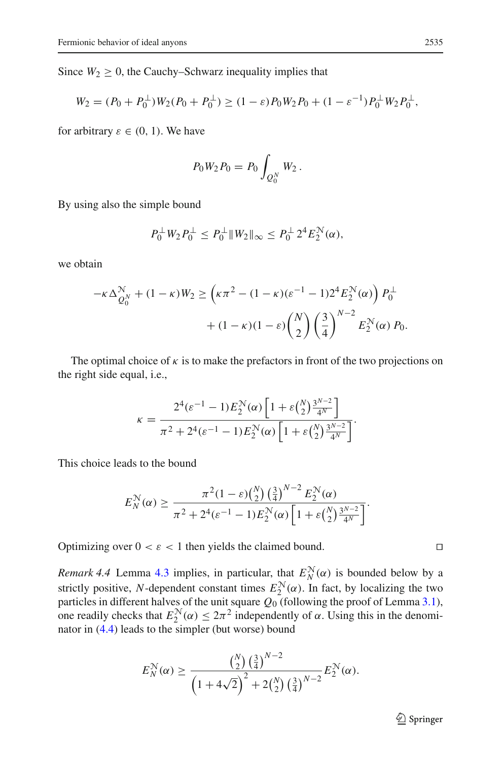Since $W_2 \geq 0$, the Cauchy–Schwarz inequality implies that

$$W_2 = (P_0 + P_0^\perp) W_2 (P_0 + P_0^\perp) \geq (1-\varepsilon) P_0 W_2 P_0 + (1-\varepsilon^{-1}) P_0^\perp W_2 P_0^\perp,$$

for arbitrary $\varepsilon \in (0, 1)$. We have

$$P_0 W_2 P_0 = P_0 \int_{Q_0^N} W_2 \,.$$

By using also the simple bound

$$P_0^\perp W_2 P_0^\perp \leq P_0^\perp \|W_2\|_\infty \leq P_0^\perp \, 2^4 E_2^{\mathcal{N}}(\alpha),$$

we obtain

$$\begin{aligned} -\kappa \Delta_{Q_0^N}^{\mathcal{N}} + (1-\kappa) W_2 \geq & \left( \kappa \pi^2 - (1-\kappa)(\varepsilon^{-1} - 1) 2^4 E_2^{\mathcal{N}}(\alpha) \right) P_0^\perp \\ & + (1-\kappa)(1-\varepsilon) \binom{N}{2} \left( \frac{3}{4} \right)^{N-2} E_2^{\mathcal{N}}(\alpha) \, P_0. \end{aligned}$$

The optimal choice of $\kappa$ is to make the prefactors in front of the two projections on the right side equal, i.e.,

$$\kappa = \frac{2^4(\varepsilon^{-1} - 1) E_2^{\mathcal{N}}(\alpha) \left[ 1 + \varepsilon \binom{N}{2} \frac{3^{N-2}}{4^N} \right]}{\pi^2 + 2^4(\varepsilon^{-1} - 1) E_2^{\mathcal{N}}(\alpha) \left[ 1 + \varepsilon \binom{N}{2} \frac{3^{N-2}}{4^N} \right]}.$$

This choice leads to the bound

$$E_N^{\mathcal{N}}(\alpha) \geq \frac{\pi^2 (1-\varepsilon) \binom{N}{2} \left( \frac{3}{4} \right)^{N-2} E_2^{\mathcal{N}}(\alpha)}{\pi^2 + 2^4(\varepsilon^{-1} - 1) E_2^{\mathcal{N}}(\alpha) \left[ 1 + \varepsilon \binom{N}{2} \frac{3^{N-2}}{4^N} \right]}.$$

Optimizing over $0 < \varepsilon < 1$ then yields the claimed bound. □

*Remark 4.4* Lemma 4.3 implies, in particular, that $E_N^{\mathcal{N}}(\alpha)$ is bounded below by a strictly positive, $N$-dependent constant times $E_2^{\mathcal{N}}(\alpha)$. In fact, by localizing the two particles in different halves of the unit square $Q_0$ (following the proof of Lemma 3.1), one readily checks that $E_2^{\mathcal{N}}(\alpha) \leq 2\pi^2$ independently of $\alpha$. Using this in the denominator in (4.4) leads to the simpler (but worse) bound

$$E_N^{\mathcal{N}}(\alpha) \geq \frac{\binom{N}{2} \left( \frac{3}{4} \right)^{N-2}}{\left( 1 + 4\sqrt{2} \right)^2 + 2 \binom{N}{2} \left( \frac{3}{4} \right)^{N-2}} E_2^{\mathcal{N}}(\alpha).$$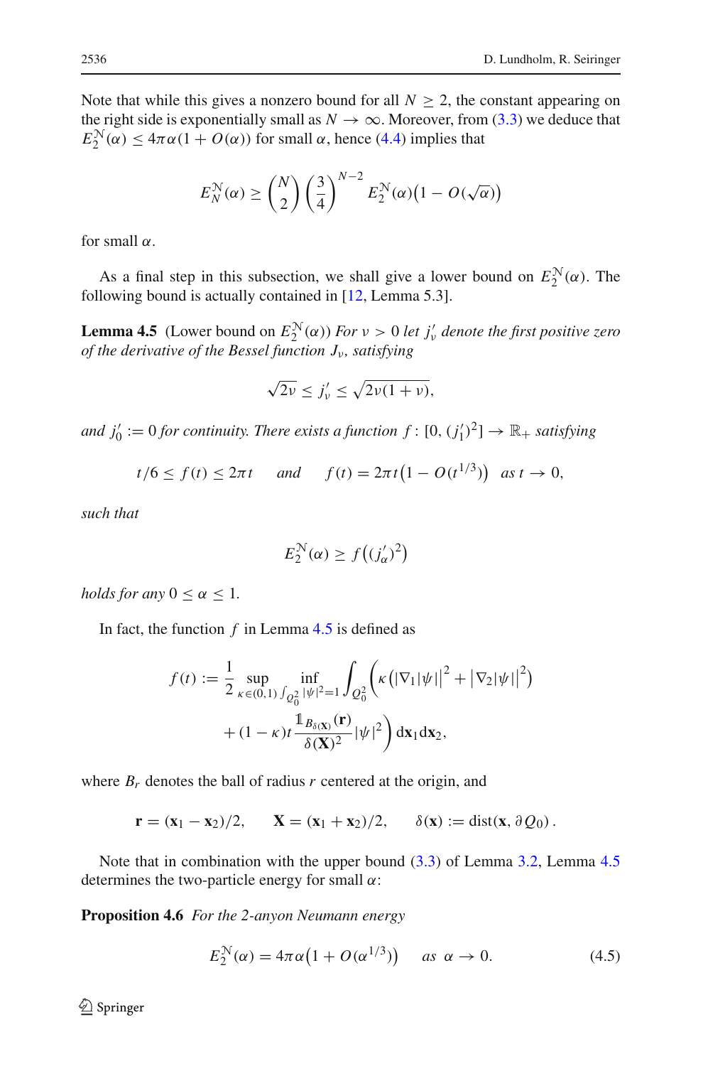Note that while this gives a nonzero bound for all $N \geq 2$, the constant appearing on the right side is exponentially small as $N \to \infty$. Moreover, from (3.3) we deduce that $E_2^{\mathcal{N}}(\alpha) \leq 4\pi\alpha(1 + O(\alpha))$ for small $\alpha$, hence (4.4) implies that

$$E_N^{\mathcal{N}}(\alpha) \geq \binom{N}{2}\left(\frac{3}{4}\right)^{N-2} E_2^{\mathcal{N}}(\alpha)\big(1 - O(\sqrt{\alpha})\big)$$

for small $\alpha$.

As a final step in this subsection, we shall give a lower bound on $E_2^{\mathcal{N}}(\alpha)$. The following bound is actually contained in [12, Lemma 5.3].

**Lemma 4.5** (Lower bound on $E_2^{\mathcal{N}}(\alpha)$) *For $\nu > 0$ let $j'_\nu$ denote the first positive zero of the derivative of the Bessel function $J_\nu$, satisfying*

$$\sqrt{2\nu} \leq j'_\nu \leq \sqrt{2\nu(1+\nu)},$$

*and $j'_0 := 0$ for continuity. There exists a function $f : [0, (j'_1)^2] \to \mathbb{R}_+$ satisfying*

$$t/6 \leq f(t) \leq 2\pi t \quad \text{and} \quad f(t) = 2\pi t\big(1 - O(t^{1/3})\big) \quad \text{as } t \to 0,$$

*such that*

$$E_2^{\mathcal{N}}(\alpha) \geq f\big((j'_\alpha)^2\big)$$

*holds for any $0 \leq \alpha \leq 1$.*

In fact, the function $f$ in Lemma 4.5 is defined as

$$\begin{aligned}
f(t) := \frac{1}{2} \sup_{\kappa \in (0,1)} \inf_{\int_{Q_0^2} |\psi|^2 = 1} \int_{Q_0^2} \Big( &\kappa\big(|\nabla_1|\psi||^2 + |\nabla_2|\psi||^2\big) \\
&+ (1-\kappa) t \frac{\mathbb{1}_{B_{\delta(\mathbf{X})}}(\mathbf{r})}{\delta(\mathbf{X})^2} |\psi|^2 \Big) \, d\mathbf{x}_1 d\mathbf{x}_2,
\end{aligned}$$

where $B_r$ denotes the ball of radius $r$ centered at the origin, and

$$\mathbf{r} = (\mathbf{x}_1 - \mathbf{x}_2)/2, \qquad \mathbf{X} = (\mathbf{x}_1 + \mathbf{x}_2)/2, \qquad \delta(\mathbf{x}) := \operatorname{dist}(\mathbf{x}, \partial Q_0)\,.$$

Note that in combination with the upper bound (3.3) of Lemma 3.2, Lemma 4.5 determines the two-particle energy for small $\alpha$:

**Proposition 4.6** *For the 2-anyon Neumann energy*

$$E_2^{\mathcal{N}}(\alpha) = 4\pi\alpha\big(1 + O(\alpha^{1/3})\big) \quad \text{as } \alpha \to 0. \tag{4.5}$$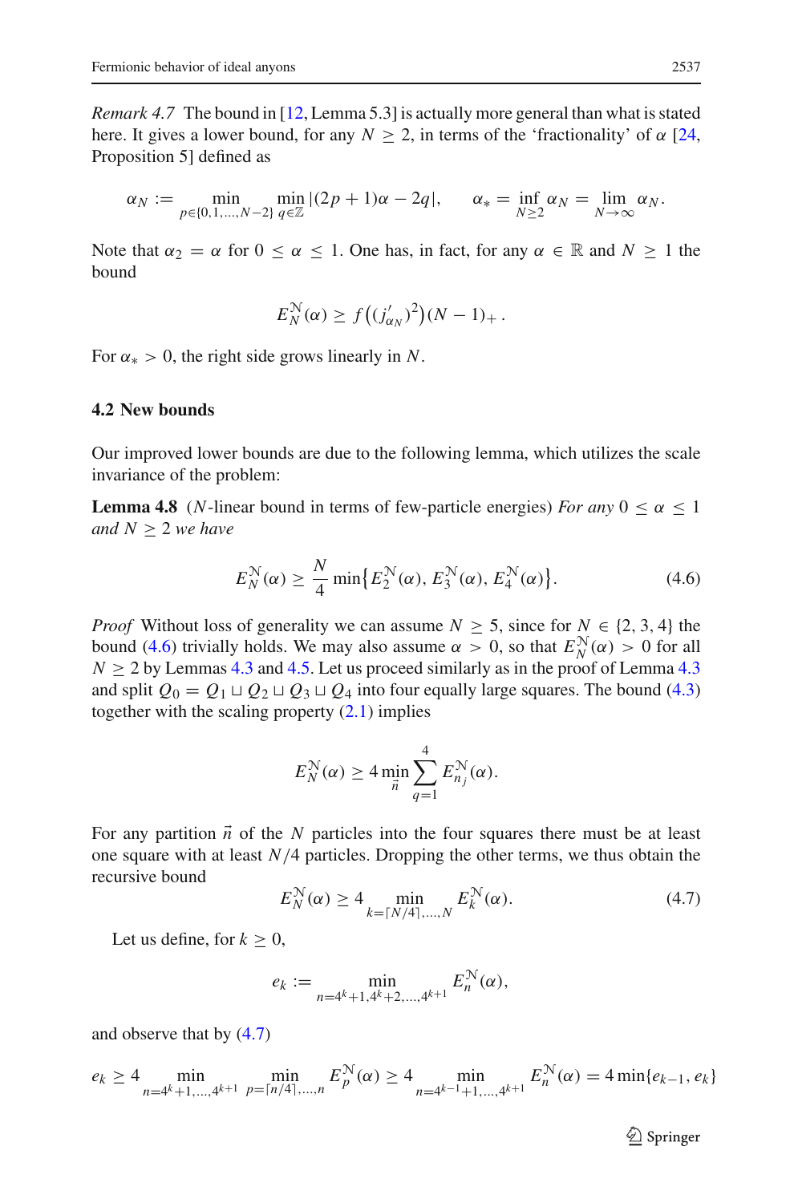*Remark 4.7* The bound in [12, Lemma 5.3] is actually more general than what is stated here. It gives a lower bound, for any $N \geq 2$, in terms of the 'fractionality' of $\alpha$ [24, Proposition 5] defined as

$$\alpha_N := \min_{p \in \{0,1,\ldots,N-2\}} \min_{q \in \mathbb{Z}} |(2p+1)\alpha - 2q|, \qquad \alpha_* = \inf_{N \geq 2} \alpha_N = \lim_{N \to \infty} \alpha_N.$$

Note that $\alpha_2 = \alpha$ for $0 \leq \alpha \leq 1$. One has, in fact, for any $\alpha \in \mathbb{R}$ and $N \geq 1$ the bound

$$E_N^{\mathcal{N}}(\alpha) \geq f\big((j'_{\alpha_N})^2\big)(N-1)_+ .$$

For $\alpha_* > 0$, the right side grows linearly in $N$.

### 4.2 New bounds

Our improved lower bounds are due to the following lemma, which utilizes the scale invariance of the problem:

**Lemma 4.8** ($N$-linear bound in terms of few-particle energies) *For any $0 \leq \alpha \leq 1$ and $N \geq 2$ we have*

$$E_N^{\mathcal{N}}(\alpha) \geq \frac{N}{4} \min\big\{E_2^{\mathcal{N}}(\alpha), E_3^{\mathcal{N}}(\alpha), E_4^{\mathcal{N}}(\alpha)\big\}. \tag{4.6}$$

*Proof* Without loss of generality we can assume $N \geq 5$, since for $N \in \{2, 3, 4\}$ the bound (4.6) trivially holds. We may also assume $\alpha > 0$, so that $E_N^{\mathcal{N}}(\alpha) > 0$ for all $N \geq 2$ by Lemmas 4.3 and 4.5. Let us proceed similarly as in the proof of Lemma 4.3 and split $Q_0 = Q_1 \sqcup Q_2 \sqcup Q_3 \sqcup Q_4$ into four equally large squares. The bound (4.3) together with the scaling property (2.1) implies

$$E_N^{\mathcal{N}}(\alpha) \geq 4 \min_{\vec{n}} \sum_{q=1}^{4} E_{n_j}^{\mathcal{N}}(\alpha).$$

For any partition $\vec{n}$ of the $N$ particles into the four squares there must be at least one square with at least $N/4$ particles. Dropping the other terms, we thus obtain the recursive bound

$$E_N^{\mathcal{N}}(\alpha) \geq 4 \min_{k=\lceil N/4 \rceil,\ldots,N} E_k^{\mathcal{N}}(\alpha). \tag{4.7}$$

Let us define, for $k \geq 0$,

$$e_k := \min_{n=4^k+1, 4^k+2, \ldots, 4^{k+1}} E_n^{\mathcal{N}}(\alpha),$$

and observe that by (4.7)

$$e_k \geq 4 \min_{n=4^k+1,\ldots,4^{k+1}} \min_{p=\lceil n/4 \rceil,\ldots,n} E_p^{\mathcal{N}}(\alpha) \geq 4 \min_{n=4^{k-1}+1,\ldots,4^{k+1}} E_n^{\mathcal{N}}(\alpha) = 4 \min\{e_{k-1}, e_k\}$$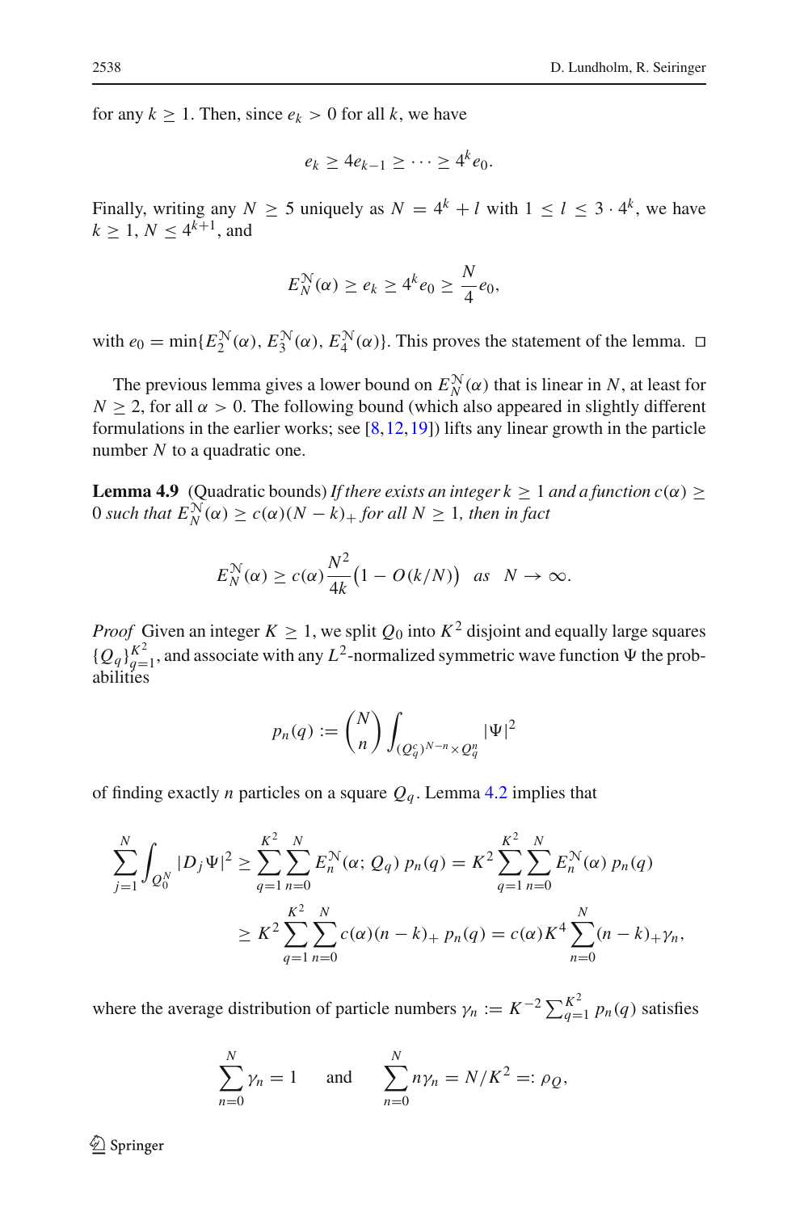for any $k \geq 1$. Then, since $e_k > 0$ for all $k$, we have

$$e_k \geq 4e_{k-1} \geq \cdots \geq 4^k e_0.$$

Finally, writing any $N \geq 5$ uniquely as $N = 4^k + l$ with $1 \leq l \leq 3 \cdot 4^k$, we have $k \geq 1$, $N \leq 4^{k+1}$, and

$$E_N^{\mathcal{N}}(\alpha) \geq e_k \geq 4^k e_0 \geq \frac{N}{4} e_0,$$

with $e_0 = \min\{E_2^{\mathcal{N}}(\alpha), E_3^{\mathcal{N}}(\alpha), E_4^{\mathcal{N}}(\alpha)\}$. This proves the statement of the lemma. $\square$

The previous lemma gives a lower bound on $E_N^{\mathcal{N}}(\alpha)$ that is linear in $N$, at least for $N \geq 2$, for all $\alpha > 0$. The following bound (which also appeared in slightly different formulations in the earlier works; see [8,12,19]) lifts any linear growth in the particle number $N$ to a quadratic one.

**Lemma 4.9** (Quadratic bounds) *If there exists an integer $k \geq 1$ and a function $c(\alpha) \geq 0$ such that $E_N^{\mathcal{N}}(\alpha) \geq c(\alpha)(N-k)_+$ for all $N \geq 1$, then in fact*

$$E_N^{\mathcal{N}}(\alpha) \geq c(\alpha)\frac{N^2}{4k}\big(1 - O(k/N)\big) \quad as \quad N \to \infty.$$

*Proof* Given an integer $K \geq 1$, we split $Q_0$ into $K^2$ disjoint and equally large squares $\{Q_q\}_{q=1}^{K^2}$, and associate with any $L^2$-normalized symmetric wave function $\Psi$ the probabilities

$$p_n(q) := \binom{N}{n} \int_{(Q_q^c)^{N-n} \times Q_q^n} |\Psi|^2$$

of finding exactly $n$ particles on a square $Q_q$. Lemma 4.2 implies that

$$\begin{aligned}
\sum_{j=1}^{N} \int_{Q_0^N} |D_j \Psi|^2 &\geq \sum_{q=1}^{K^2} \sum_{n=0}^{N} E_n^{\mathcal{N}}(\alpha; Q_q)\, p_n(q) = K^2 \sum_{q=1}^{K^2} \sum_{n=0}^{N} E_n^{\mathcal{N}}(\alpha)\, p_n(q) \\
&\geq K^2 \sum_{q=1}^{K^2} \sum_{n=0}^{N} c(\alpha)(n-k)_+\, p_n(q) = c(\alpha) K^4 \sum_{n=0}^{N} (n-k)_+ \gamma_n,
\end{aligned}$$

where the average distribution of particle numbers $\gamma_n := K^{-2} \sum_{q=1}^{K^2} p_n(q)$ satisfies

$$\sum_{n=0}^{N} \gamma_n = 1 \qquad \text{and} \qquad \sum_{n=0}^{N} n\gamma_n = N/K^2 =: \rho_Q,$$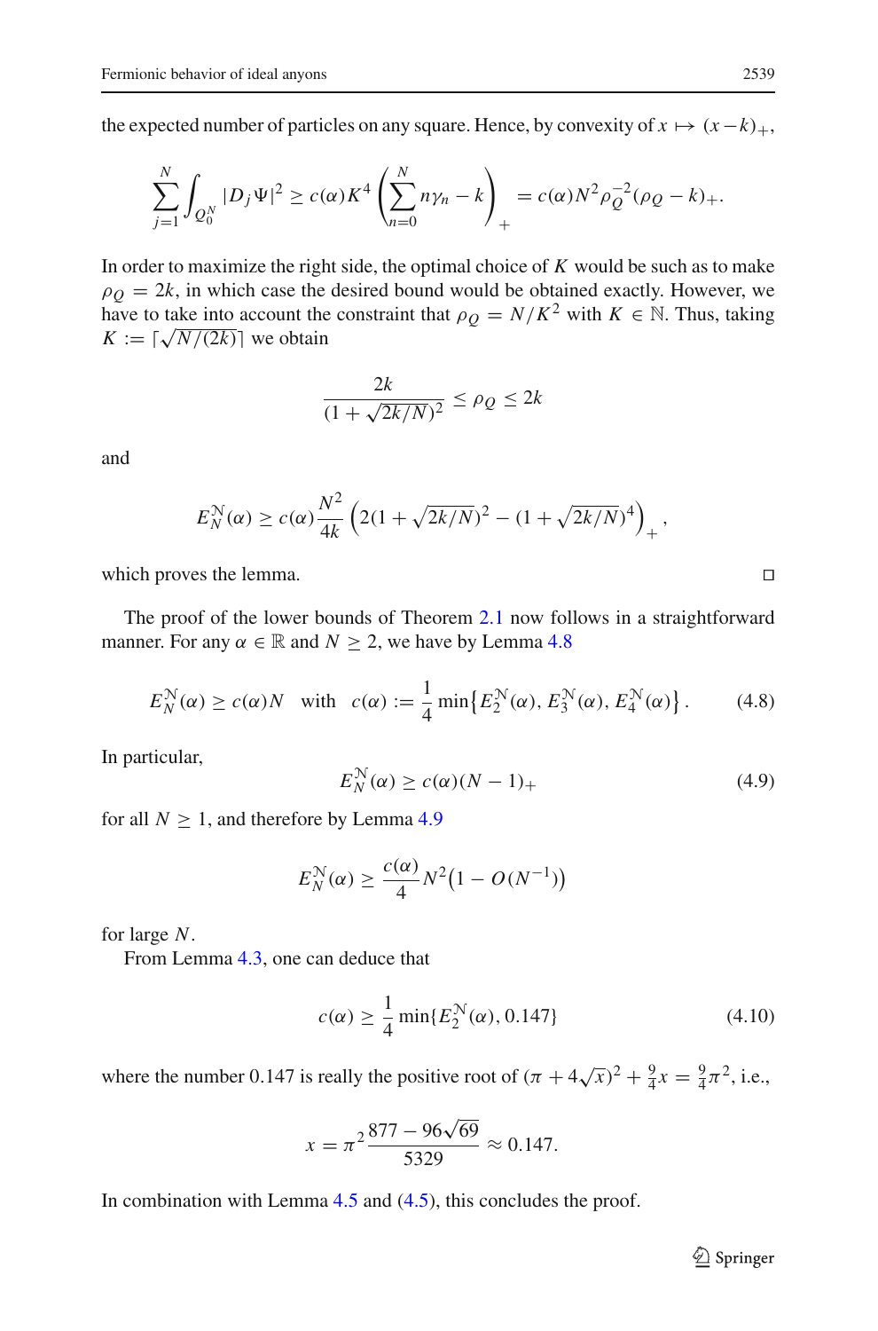the expected number of particles on any square. Hence, by convexity of $x \mapsto (x-k)_+$,

$$\sum_{j=1}^{N} \int_{Q_0^N} |D_j \Psi|^2 \geq c(\alpha) K^4 \left( \sum_{n=0}^{N} n\gamma_n - k \right)_+ = c(\alpha) N^2 \rho_Q^{-2} (\rho_Q - k)_+.$$

In order to maximize the right side, the optimal choice of $K$ would be such as to make $\rho_Q = 2k$, in which case the desired bound would be obtained exactly. However, we have to take into account the constraint that $\rho_Q = N/K^2$ with $K \in \mathbb{N}$. Thus, taking $K := \lceil \sqrt{N/(2k)} \rceil$ we obtain

$$\frac{2k}{(1+\sqrt{2k/N})^2} \leq \rho_Q \leq 2k$$

and

$$E_N^{\mathcal{N}}(\alpha) \geq c(\alpha) \frac{N^2}{4k} \left( 2(1+\sqrt{2k/N})^2 - (1+\sqrt{2k/N})^4 \right)_+,$$

which proves the lemma. ◻

The proof of the lower bounds of Theorem 2.1 now follows in a straightforward manner. For any $\alpha \in \mathbb{R}$ and $N \geq 2$, we have by Lemma 4.8

$$E_N^{\mathcal{N}}(\alpha) \geq c(\alpha) N \quad \text{with} \quad c(\alpha) := \frac{1}{4} \min\left\{ E_2^{\mathcal{N}}(\alpha), E_3^{\mathcal{N}}(\alpha), E_4^{\mathcal{N}}(\alpha) \right\}. \tag{4.8}$$

In particular,

$$E_N^{\mathcal{N}}(\alpha) \geq c(\alpha)(N-1)_+ \tag{4.9}$$

for all $N \geq 1$, and therefore by Lemma 4.9

$$E_N^{\mathcal{N}}(\alpha) \geq \frac{c(\alpha)}{4} N^2 \big(1 - O(N^{-1})\big)$$

for large $N$.

From Lemma 4.3, one can deduce that

$$c(\alpha) \geq \frac{1}{4} \min\{E_2^{\mathcal{N}}(\alpha), 0.147\} \tag{4.10}$$

where the number 0.147 is really the positive root of $(\pi + 4\sqrt{x})^2 + \frac{9}{4}x = \frac{9}{4}\pi^2$, i.e.,

$$x = \pi^2 \frac{877 - 96\sqrt{69}}{5329} \approx 0.147.$$

In combination with Lemma 4.5 and (4.5), this concludes the proof.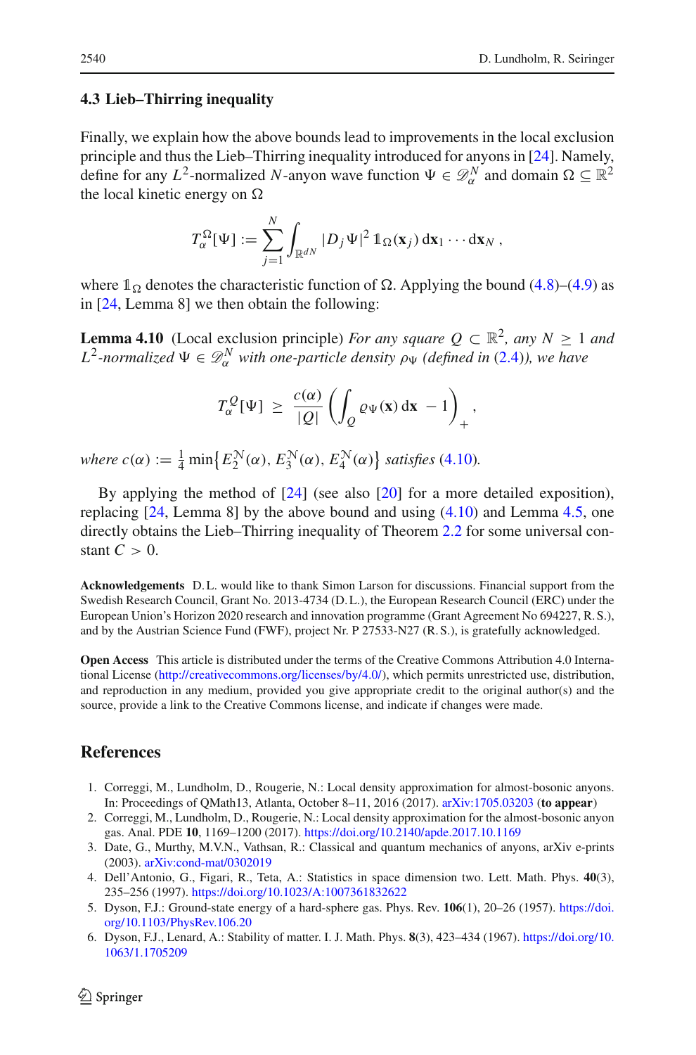### 4.3 Lieb–Thirring inequality

Finally, we explain how the above bounds lead to improvements in the local exclusion principle and thus the Lieb–Thirring inequality introduced for anyons in [24]. Namely, define for any $L^2$-normalized $N$-anyon wave function $\Psi \in \mathscr{D}_\alpha^N$ and domain $\Omega \subseteq \mathbb{R}^2$ the local kinetic energy on $\Omega$

$$T_\alpha^\Omega[\Psi] := \sum_{j=1}^{N} \int_{\mathbb{R}^{dN}} |D_j \Psi|^2 \, \mathbb{1}_\Omega(\mathbf{x}_j) \, \mathrm{d}\mathbf{x}_1 \cdots \mathrm{d}\mathbf{x}_N \, ,$$

where $\mathbb{1}_\Omega$ denotes the characteristic function of $\Omega$. Applying the bound (4.8)–(4.9) as in [24, Lemma 8] we then obtain the following:

**Lemma 4.10** (Local exclusion principle) *For any square $Q \subset \mathbb{R}^2$, any $N \geq 1$ and $L^2$-normalized $\Psi \in \mathscr{D}_\alpha^N$ with one-particle density $\varrho_\Psi$ (defined in (2.4)), we have*

$$T_\alpha^Q[\Psi] \;\geq\; \frac{c(\alpha)}{|Q|} \left( \int_Q \varrho_\Psi(\mathbf{x}) \, \mathrm{d}\mathbf{x} \; - 1 \right)_+ ,$$

*where $c(\alpha) := \frac{1}{4} \min\{ E_2^{\mathcal{N}}(\alpha), E_3^{\mathcal{N}}(\alpha), E_4^{\mathcal{N}}(\alpha) \}$ satisfies (4.10).*

By applying the method of [24] (see also [20] for a more detailed exposition), replacing [24, Lemma 8] by the above bound and using (4.10) and Lemma 4.5, one directly obtains the Lieb–Thirring inequality of Theorem 2.2 for some universal constant $C > 0$.

**Acknowledgements** D. L. would like to thank Simon Larson for discussions. Financial support from the Swedish Research Council, Grant No. 2013-4734 (D. L.), the European Research Council (ERC) under the European Union's Horizon 2020 research and innovation programme (Grant Agreement No 694227, R. S.), and by the Austrian Science Fund (FWF), project Nr. P 27533-N27 (R. S.), is gratefully acknowledged.

**Open Access** This article is distributed under the terms of the Creative Commons Attribution 4.0 International License (http://creativecommons.org/licenses/by/4.0/), which permits unrestricted use, distribution, and reproduction in any medium, provided you give appropriate credit to the original author(s) and the source, provide a link to the Creative Commons license, and indicate if changes were made.

## References

1. Correggi, M., Lundholm, D., Rougerie, N.: Local density approximation for almost-bosonic anyons. In: Proceedings of QMath13, Atlanta, October 8–11, 2016 (2017). arXiv:1705.03203 (**to appear**)
2. Correggi, M., Lundholm, D., Rougerie, N.: Local density approximation for the almost-bosonic anyon gas. Anal. PDE **10**, 1169–1200 (2017). https://doi.org/10.2140/apde.2017.10.1169
3. Date, G., Murthy, M.V.N., Vathsan, R.: Classical and quantum mechanics of anyons, arXiv e-prints (2003). arXiv:cond-mat/0302019
4. Dell'Antonio, G., Figari, R., Teta, A.: Statistics in space dimension two. Lett. Math. Phys. **40**(3), 235–256 (1997). https://doi.org/10.1023/A:1007361832622
5. Dyson, F.J.: Ground-state energy of a hard-sphere gas. Phys. Rev. **106**(1), 20–26 (1957). https://doi.org/10.1103/PhysRev.106.20
6. Dyson, F.J., Lenard, A.: Stability of matter. I. J. Math. Phys. **8**(3), 423–434 (1967). https://doi.org/10.1063/1.1705209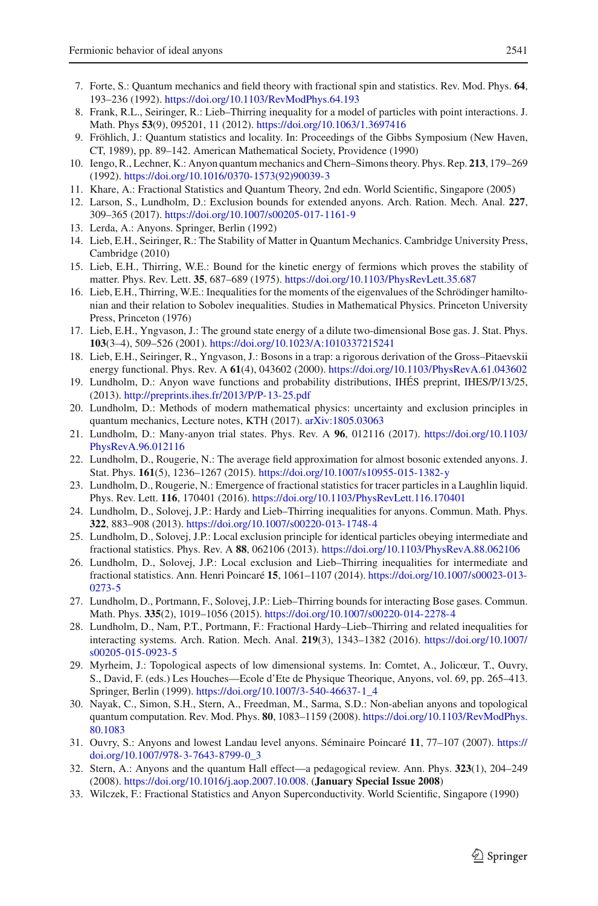7. Forte, S.: Quantum mechanics and field theory with fractional spin and statistics. Rev. Mod. Phys. **64**, 193–236 (1992). https://doi.org/10.1103/RevModPhys.64.193
8. Frank, R.L., Seiringer, R.: Lieb–Thirring inequality for a model of particles with point interactions. J. Math. Phys **53**(9), 095201, 11 (2012). https://doi.org/10.1063/1.3697416
9. Fröhlich, J.: Quantum statistics and locality. In: Proceedings of the Gibbs Symposium (New Haven, CT, 1989), pp. 89–142. American Mathematical Society, Providence (1990)
10. Iengo, R., Lechner, K.: Anyon quantum mechanics and Chern–Simons theory. Phys. Rep. **213**, 179–269 (1992). https://doi.org/10.1016/0370-1573(92)90039-3
11. Khare, A.: Fractional Statistics and Quantum Theory, 2nd edn. World Scientific, Singapore (2005)
12. Larson, S., Lundholm, D.: Exclusion bounds for extended anyons. Arch. Ration. Mech. Anal. **227**, 309–365 (2017). https://doi.org/10.1007/s00205-017-1161-9
13. Lerda, A.: Anyons. Springer, Berlin (1992)
14. Lieb, E.H., Seiringer, R.: The Stability of Matter in Quantum Mechanics. Cambridge University Press, Cambridge (2010)
15. Lieb, E.H., Thirring, W.E.: Bound for the kinetic energy of fermions which proves the stability of matter. Phys. Rev. Lett. **35**, 687–689 (1975). https://doi.org/10.1103/PhysRevLett.35.687
16. Lieb, E.H., Thirring, W.E.: Inequalities for the moments of the eigenvalues of the Schrödinger hamiltonian and their relation to Sobolev inequalities. Studies in Mathematical Physics. Princeton University Press, Princeton (1976)
17. Lieb, E.H., Yngvason, J.: The ground state energy of a dilute two-dimensional Bose gas. J. Stat. Phys. **103**(3–4), 509–526 (2001). https://doi.org/10.1023/A:1010337215241
18. Lieb, E.H., Seiringer, R., Yngvason, J.: Bosons in a trap: a rigorous derivation of the Gross–Pitaevskii energy functional. Phys. Rev. A **61**(4), 043602 (2000). https://doi.org/10.1103/PhysRevA.61.043602
19. Lundholm, D.: Anyon wave functions and probability distributions, IHÉS preprint, IHES/P/13/25, (2013). http://preprints.ihes.fr/2013/P/P-13-25.pdf
20. Lundholm, D.: Methods of modern mathematical physics: uncertainty and exclusion principles in quantum mechanics, Lecture notes, KTH (2017). arXiv:1805.03063
21. Lundholm, D.: Many-anyon trial states. Phys. Rev. A **96**, 012116 (2017). https://doi.org/10.1103/PhysRevA.96.012116
22. Lundholm, D., Rougerie, N.: The average field approximation for almost bosonic extended anyons. J. Stat. Phys. **161**(5), 1236–1267 (2015). https://doi.org/10.1007/s10955-015-1382-y
23. Lundholm, D., Rougerie, N.: Emergence of fractional statistics for tracer particles in a Laughlin liquid. Phys. Rev. Lett. **116**, 170401 (2016). https://doi.org/10.1103/PhysRevLett.116.170401
24. Lundholm, D., Solovej, J.P.: Hardy and Lieb–Thirring inequalities for anyons. Commun. Math. Phys. **322**, 883–908 (2013). https://doi.org/10.1007/s00220-013-1748-4
25. Lundholm, D., Solovej, J.P.: Local exclusion principle for identical particles obeying intermediate and fractional statistics. Phys. Rev. A **88**, 062106 (2013). https://doi.org/10.1103/PhysRevA.88.062106
26. Lundholm, D., Solovej, J.P.: Local exclusion and Lieb–Thirring inequalities for intermediate and fractional statistics. Ann. Henri Poincaré **15**, 1061–1107 (2014). https://doi.org/10.1007/s00023-013-0273-5
27. Lundholm, D., Portmann, F., Solovej, J.P.: Lieb–Thirring bounds for interacting Bose gases. Commun. Math. Phys. **335**(2), 1019–1056 (2015). https://doi.org/10.1007/s00220-014-2278-4
28. Lundholm, D., Nam, P.T., Portmann, F.: Fractional Hardy–Lieb–Thirring and related inequalities for interacting systems. Arch. Ration. Mech. Anal. **219**(3), 1343–1382 (2016). https://doi.org/10.1007/s00205-015-0923-5
29. Myrheim, J.: Topological aspects of low dimensional systems. In: Comtet, A., Jolicœur, T., Ouvry, S., David, F. (eds.) Les Houches—Ecole d'Ete de Physique Theorique, Anyons, vol. 69, pp. 265–413. Springer, Berlin (1999). https://doi.org/10.1007/3-540-46637-1_4
30. Nayak, C., Simon, S.H., Stern, A., Freedman, M., Sarma, S.D.: Non-abelian anyons and topological quantum computation. Rev. Mod. Phys. **80**, 1083–1159 (2008). https://doi.org/10.1103/RevModPhys.80.1083
31. Ouvry, S.: Anyons and lowest Landau level anyons. Séminaire Poincaré **11**, 77–107 (2007). https://doi.org/10.1007/978-3-7643-8799-0_3
32. Stern, A.: Anyons and the quantum Hall effect—a pedagogical review. Ann. Phys. **323**(1), 204–249 (2008). https://doi.org/10.1016/j.aop.2007.10.008. (**January Special Issue 2008**)
33. Wilczek, F.: Fractional Statistics and Anyon Superconductivity. World Scientific, Singapore (1990)